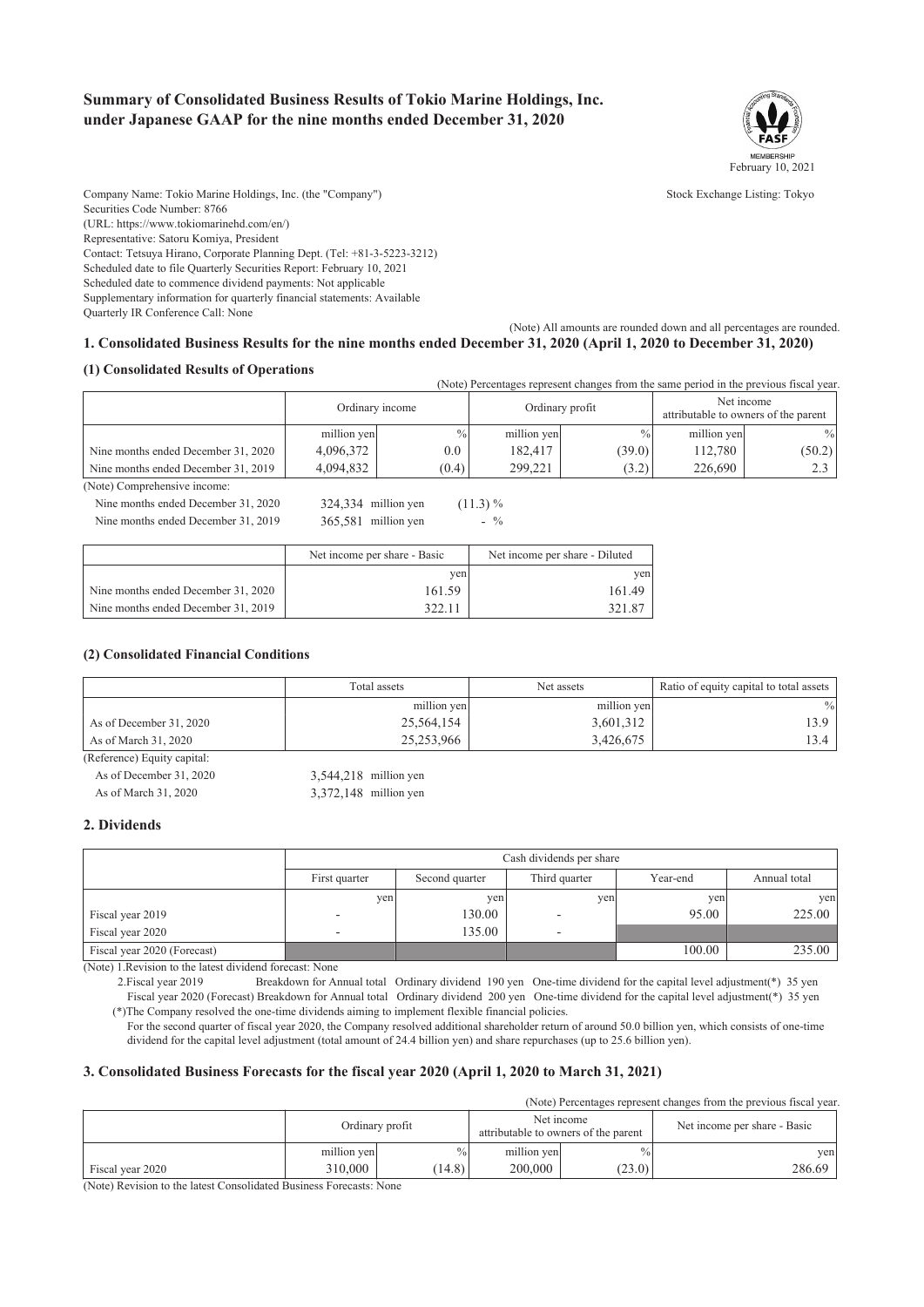# Summary of Consolidated Business Results of Tokio Marine Holdings, Inc. under Japanese GAAP for the nine months ended December 31, 2020

February 10, 2021

Company Name: Tokio Marine Holdings, Inc. (the "Company")
Stock Exchange Listing: Tokyo
Securities Code Number: 8766
(URL: https://www.tokiomarinehd.com/en/)
Representative: Satoru Komiya, President
Contact: Tetsuya Hirano, Corporate Planning Dept. (Tel: +81-3-5223-3212)
Scheduled date to file Quarterly Securities Report: February 10, 2021
Scheduled date to commence dividend payments: Not applicable
Supplementary information for quarterly financial statements: Available
Quarterly IR Conference Call: None

(Note) All amounts are rounded down and all percentages are rounded.

## 1. Consolidated Business Results for the nine months ended December 31, 2020 (April 1, 2020 to December 31, 2020)

### (1) Consolidated Results of Operations

(Note) Percentages represent changes from the same period in the previous fiscal year.

| | Ordinary income | | Ordinary profit | | Net income attributable to owners of the parent | |
|---|---|---|---|---|---|---|
| | million yen | % | million yen | % | million yen | % |
| Nine months ended December 31, 2020 | 4,096,372 | 0.0 | 182,417 | (39.0) | 112,780 | (50.2) |
| Nine months ended December 31, 2019 | 4,094,832 | (0.4) | 299,221 | (3.2) | 226,690 | 2.3 |

(Note) Comprehensive income:

Nine months ended December 31, 2020 324,334 million yen (11.3) %

Nine months ended December 31, 2019 365,581 million yen - %

| | Net income per share - Basic | Net income per share - Diluted |
|---|---|---|
| | yen | yen |
| Nine months ended December 31, 2020 | 161.59 | 161.49 |
| Nine months ended December 31, 2019 | 322.11 | 321.87 |

### (2) Consolidated Financial Conditions

| | Total assets | Net assets | Ratio of equity capital to total assets |
|---|---|---|---|
| | million yen | million yen | % |
| As of December 31, 2020 | 25,564,154 | 3,601,312 | 13.9 |
| As of March 31, 2020 | 25,253,966 | 3,426,675 | 13.4 |

(Reference) Equity capital:

As of December 31, 2020 3,544,218 million yen

As of March 31, 2020 3,372,148 million yen

## 2. Dividends

| | Cash dividends per share | | | | |
|---|---|---|---|---|---|
| | First quarter | Second quarter | Third quarter | Year-end | Annual total |
| | yen | yen | yen | yen | yen |
| Fiscal year 2019 | - | 130.00 | - | 95.00 | 225.00 |
| Fiscal year 2020 | - | 135.00 | - | | |
| Fiscal year 2020 (Forecast) | | | | 100.00 | 235.00 |

(Note) 1.Revision to the latest dividend forecast: None

2.Fiscal year 2019 Breakdown for Annual total Ordinary dividend 190 yen One-time dividend for the capital level adjustment(*) 35 yen

Fiscal year 2020 (Forecast) Breakdown for Annual total Ordinary dividend 200 yen One-time dividend for the capital level adjustment(*) 35 yen

(*)The Company resolved the one-time dividends aiming to implement flexible financial policies.

For the second quarter of fiscal year 2020, the Company resolved additional shareholder return of around 50.0 billion yen, which consists of one-time dividend for the capital level adjustment (total amount of 24.4 billion yen) and share repurchases (up to 25.6 billion yen).

## 3. Consolidated Business Forecasts for the fiscal year 2020 (April 1, 2020 to March 31, 2021)

(Note) Percentages represent changes from the previous fiscal year.

| | Ordinary profit | | Net income attributable to owners of the parent | | Net income per share - Basic |
|---|---|---|---|---|---|
| | million yen | % | million yen | % | yen |
| Fiscal year 2020 | 310,000 | (14.8) | 200,000 | (23.0) | 286.69 |

(Note) Revision to the latest Consolidated Business Forecasts: None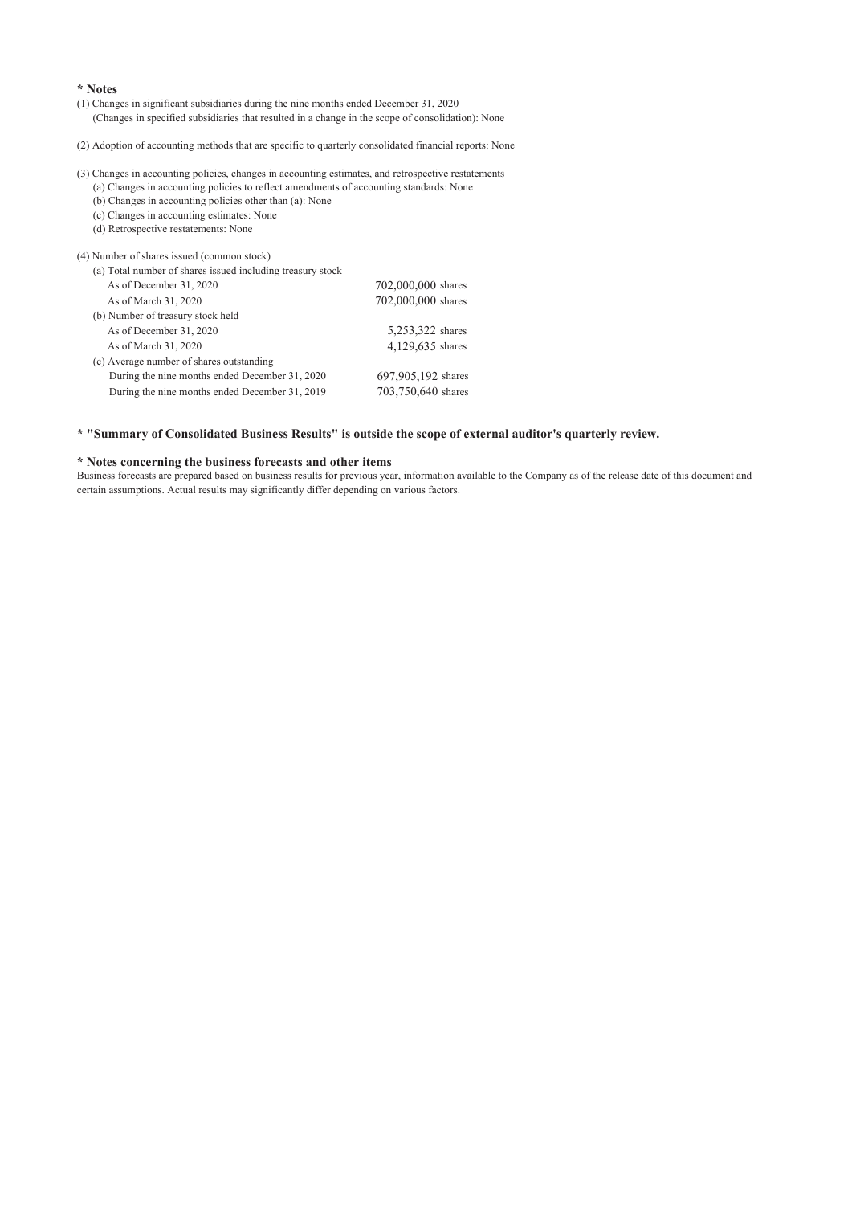**\* Notes**

(1) Changes in significant subsidiaries during the nine months ended December 31, 2020
(Changes in specified subsidiaries that resulted in a change in the scope of consolidation): None

(2) Adoption of accounting methods that are specific to quarterly consolidated financial reports: None

(3) Changes in accounting policies, changes in accounting estimates, and retrospective restatements
(a) Changes in accounting policies to reflect amendments of accounting standards: None
(b) Changes in accounting policies other than (a): None
(c) Changes in accounting estimates: None
(d) Retrospective restatements: None

(4) Number of shares issued (common stock)

| | |
|---|---|
| (a) Total number of shares issued including treasury stock | |
| As of December 31, 2020 | 702,000,000 shares |
| As of March 31, 2020 | 702,000,000 shares |
| (b) Number of treasury stock held | |
| As of December 31, 2020 | 5,253,322 shares |
| As of March 31, 2020 | 4,129,635 shares |
| (c) Average number of shares outstanding | |
| During the nine months ended December 31, 2020 | 697,905,192 shares |
| During the nine months ended December 31, 2019 | 703,750,640 shares |

**\* "Summary of Consolidated Business Results" is outside the scope of external auditor's quarterly review.**

**\* Notes concerning the business forecasts and other items**

Business forecasts are prepared based on business results for previous year, information available to the Company as of the release date of this document and certain assumptions. Actual results may significantly differ depending on various factors.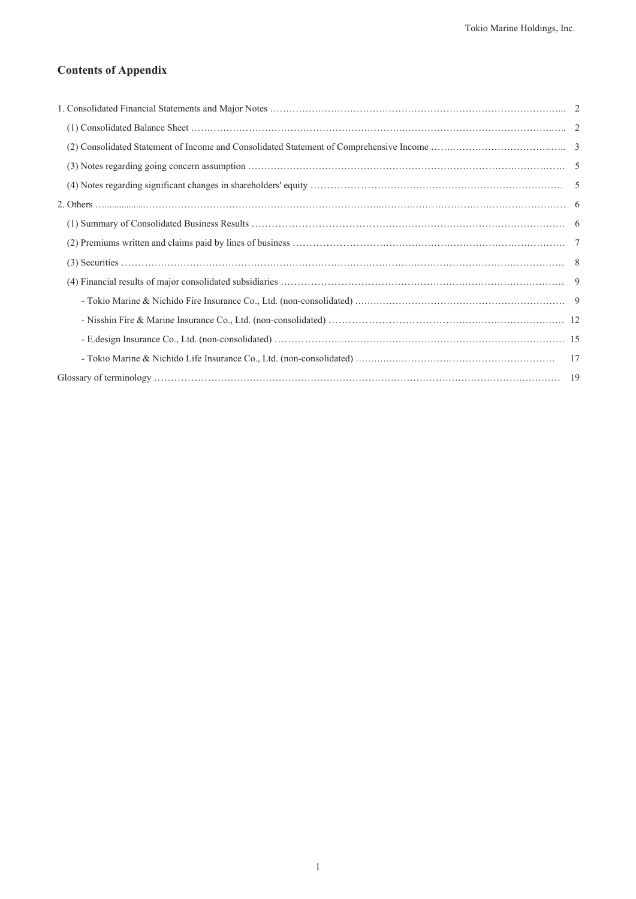## Contents of Appendix

| | |
|---|---|
| 1. Consolidated Financial Statements and Major Notes | 2 |
| (1) Consolidated Balance Sheet | 2 |
| (2) Consolidated Statement of Income and Consolidated Statement of Comprehensive Income | 3 |
| (3) Notes regarding going concern assumption | 5 |
| (4) Notes regarding significant changes in shareholders' equity | 5 |
| 2. Others | 6 |
| (1) Summary of Consolidated Business Results | 6 |
| (2) Premiums written and claims paid by lines of business | 7 |
| (3) Securities | 8 |
| (4) Financial results of major consolidated subsidiaries | 9 |
| - Tokio Marine & Nichido Fire Insurance Co., Ltd. (non-consolidated) | 9 |
| - Nisshin Fire & Marine Insurance Co., Ltd. (non-consolidated) | 12 |
| - E.design Insurance Co., Ltd. (non-consolidated) | 15 |
| - Tokio Marine & Nichido Life Insurance Co., Ltd. (non-consolidated) | 17 |
| Glossary of terminology | 19 |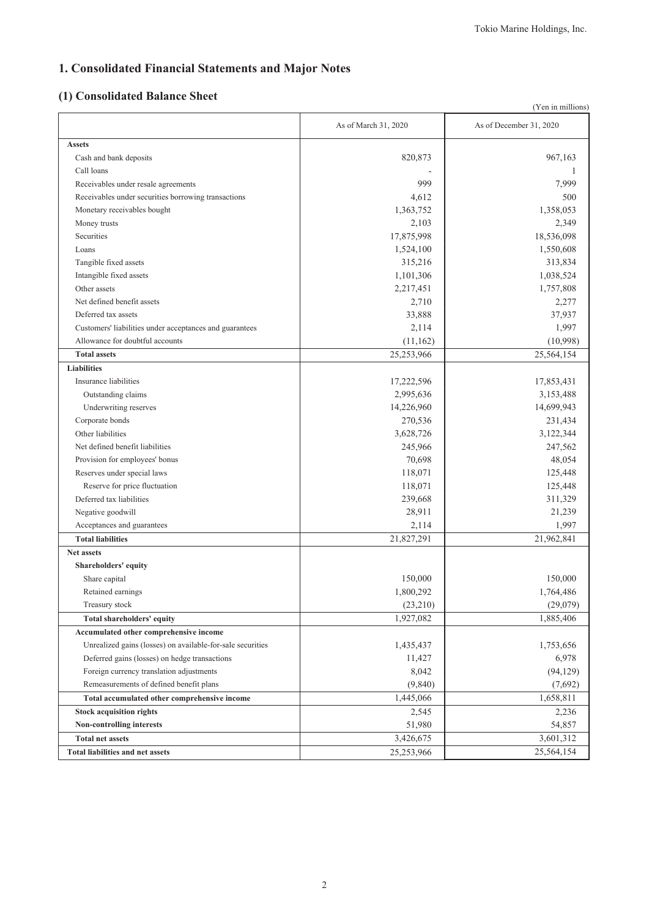# 1. Consolidated Financial Statements and Major Notes

## (1) Consolidated Balance Sheet

(Yen in millions)

| | As of March 31, 2020 | As of December 31, 2020 |
|---|---|---|
| **Assets** | | |
| Cash and bank deposits | 820,873 | 967,163 |
| Call loans | - | 1 |
| Receivables under resale agreements | 999 | 7,999 |
| Receivables under securities borrowing transactions | 4,612 | 500 |
| Monetary receivables bought | 1,363,752 | 1,358,053 |
| Money trusts | 2,103 | 2,349 |
| Securities | 17,875,998 | 18,536,098 |
| Loans | 1,524,100 | 1,550,608 |
| Tangible fixed assets | 315,216 | 313,834 |
| Intangible fixed assets | 1,101,306 | 1,038,524 |
| Other assets | 2,217,451 | 1,757,808 |
| Net defined benefit assets | 2,710 | 2,277 |
| Deferred tax assets | 33,888 | 37,937 |
| Customers' liabilities under acceptances and guarantees | 2,114 | 1,997 |
| Allowance for doubtful accounts | (11,162) | (10,998) |
| **Total assets** | 25,253,966 | 25,564,154 |
| **Liabilities** | | |
| Insurance liabilities | 17,222,596 | 17,853,431 |
| Outstanding claims | 2,995,636 | 3,153,488 |
| Underwriting reserves | 14,226,960 | 14,699,943 |
| Corporate bonds | 270,536 | 231,434 |
| Other liabilities | 3,628,726 | 3,122,344 |
| Net defined benefit liabilities | 245,966 | 247,562 |
| Provision for employees' bonus | 70,698 | 48,054 |
| Reserves under special laws | 118,071 | 125,448 |
| Reserve for price fluctuation | 118,071 | 125,448 |
| Deferred tax liabilities | 239,668 | 311,329 |
| Negative goodwill | 28,911 | 21,239 |
| Acceptances and guarantees | 2,114 | 1,997 |
| **Total liabilities** | 21,827,291 | 21,962,841 |
| **Net assets** | | |
| **Shareholders' equity** | | |
| Share capital | 150,000 | 150,000 |
| Retained earnings | 1,800,292 | 1,764,486 |
| Treasury stock | (23,210) | (29,079) |
| **Total shareholders' equity** | 1,927,082 | 1,885,406 |
| **Accumulated other comprehensive income** | | |
| Unrealized gains (losses) on available-for-sale securities | 1,435,437 | 1,753,656 |
| Deferred gains (losses) on hedge transactions | 11,427 | 6,978 |
| Foreign currency translation adjustments | 8,042 | (94,129) |
| Remeasurements of defined benefit plans | (9,840) | (7,692) |
| **Total accumulated other comprehensive income** | 1,445,066 | 1,658,811 |
| **Stock acquisition rights** | 2,545 | 2,236 |
| **Non-controlling interests** | 51,980 | 54,857 |
| **Total net assets** | 3,426,675 | 3,601,312 |
| **Total liabilities and net assets** | 25,253,966 | 25,564,154 |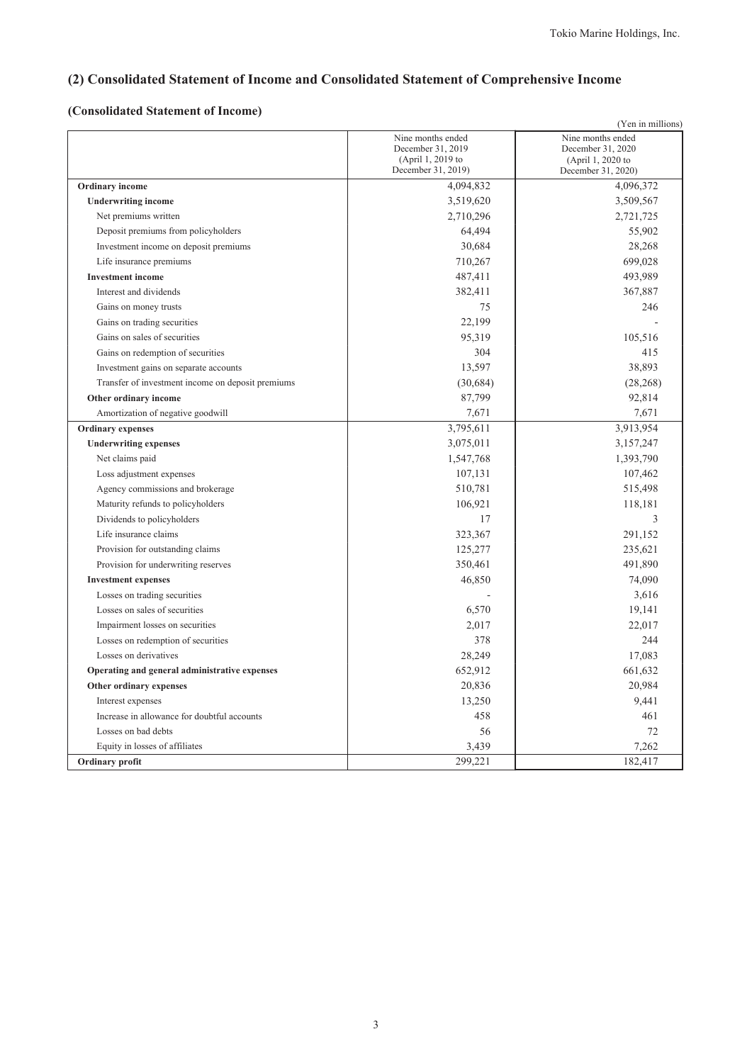## (2) Consolidated Statement of Income and Consolidated Statement of Comprehensive Income

### (Consolidated Statement of Income)

(Yen in millions)

| | Nine months ended December 31, 2019 (April 1, 2019 to December 31, 2019) | Nine months ended December 31, 2020 (April 1, 2020 to December 31, 2020) |
|---|---|---|
| **Ordinary income** | 4,094,832 | 4,096,372 |
| **Underwriting income** | 3,519,620 | 3,509,567 |
| Net premiums written | 2,710,296 | 2,721,725 |
| Deposit premiums from policyholders | 64,494 | 55,902 |
| Investment income on deposit premiums | 30,684 | 28,268 |
| Life insurance premiums | 710,267 | 699,028 |
| **Investment income** | 487,411 | 493,989 |
| Interest and dividends | 382,411 | 367,887 |
| Gains on money trusts | 75 | 246 |
| Gains on trading securities | 22,199 | - |
| Gains on sales of securities | 95,319 | 105,516 |
| Gains on redemption of securities | 304 | 415 |
| Investment gains on separate accounts | 13,597 | 38,893 |
| Transfer of investment income on deposit premiums | (30,684) | (28,268) |
| **Other ordinary income** | 87,799 | 92,814 |
| Amortization of negative goodwill | 7,671 | 7,671 |
| **Ordinary expenses** | 3,795,611 | 3,913,954 |
| **Underwriting expenses** | 3,075,011 | 3,157,247 |
| Net claims paid | 1,547,768 | 1,393,790 |
| Loss adjustment expenses | 107,131 | 107,462 |
| Agency commissions and brokerage | 510,781 | 515,498 |
| Maturity refunds to policyholders | 106,921 | 118,181 |
| Dividends to policyholders | 17 | 3 |
| Life insurance claims | 323,367 | 291,152 |
| Provision for outstanding claims | 125,277 | 235,621 |
| Provision for underwriting reserves | 350,461 | 491,890 |
| **Investment expenses** | 46,850 | 74,090 |
| Losses on trading securities | - | 3,616 |
| Losses on sales of securities | 6,570 | 19,141 |
| Impairment losses on securities | 2,017 | 22,017 |
| Losses on redemption of securities | 378 | 244 |
| Losses on derivatives | 28,249 | 17,083 |
| **Operating and general administrative expenses** | 652,912 | 661,632 |
| **Other ordinary expenses** | 20,836 | 20,984 |
| Interest expenses | 13,250 | 9,441 |
| Increase in allowance for doubtful accounts | 458 | 461 |
| Losses on bad debts | 56 | 72 |
| Equity in losses of affiliates | 3,439 | 7,262 |
| **Ordinary profit** | 299,221 | 182,417 |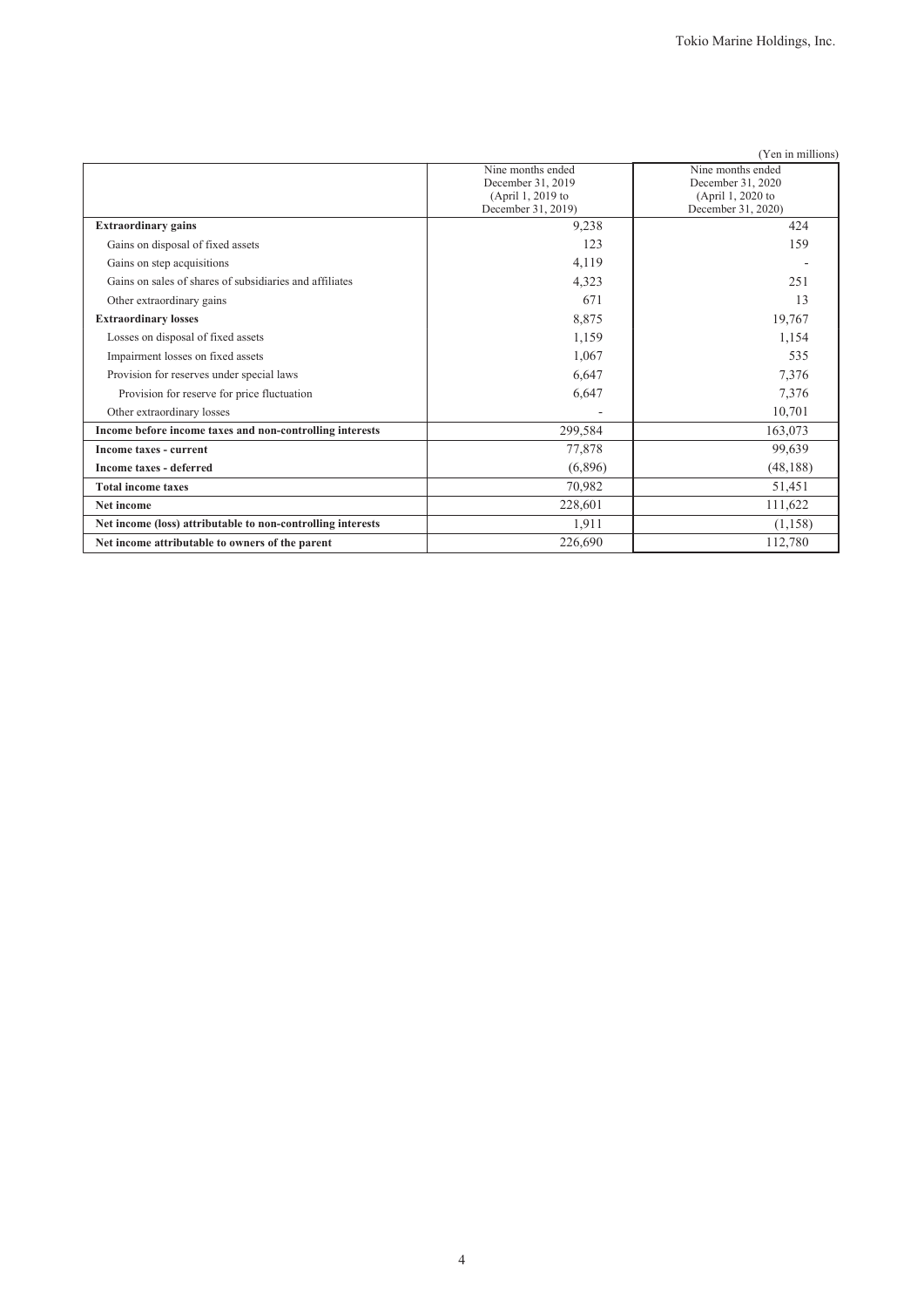(Yen in millions)

| | Nine months ended December 31, 2019 (April 1, 2019 to December 31, 2019) | Nine months ended December 31, 2020 (April 1, 2020 to December 31, 2020) |
|---|---|---|
| **Extraordinary gains** | 9,238 | 424 |
| Gains on disposal of fixed assets | 123 | 159 |
| Gains on step acquisitions | 4,119 | - |
| Gains on sales of shares of subsidiaries and affiliates | 4,323 | 251 |
| Other extraordinary gains | 671 | 13 |
| **Extraordinary losses** | 8,875 | 19,767 |
| Losses on disposal of fixed assets | 1,159 | 1,154 |
| Impairment losses on fixed assets | 1,067 | 535 |
| Provision for reserves under special laws | 6,647 | 7,376 |
| Provision for reserve for price fluctuation | 6,647 | 7,376 |
| Other extraordinary losses | - | 10,701 |
| **Income before income taxes and non-controlling interests** | 299,584 | 163,073 |
| **Income taxes - current** | 77,878 | 99,639 |
| **Income taxes - deferred** | (6,896) | (48,188) |
| **Total income taxes** | 70,982 | 51,451 |
| **Net income** | 228,601 | 111,622 |
| **Net income (loss) attributable to non-controlling interests** | 1,911 | (1,158) |
| **Net income attributable to owners of the parent** | 226,690 | 112,780 |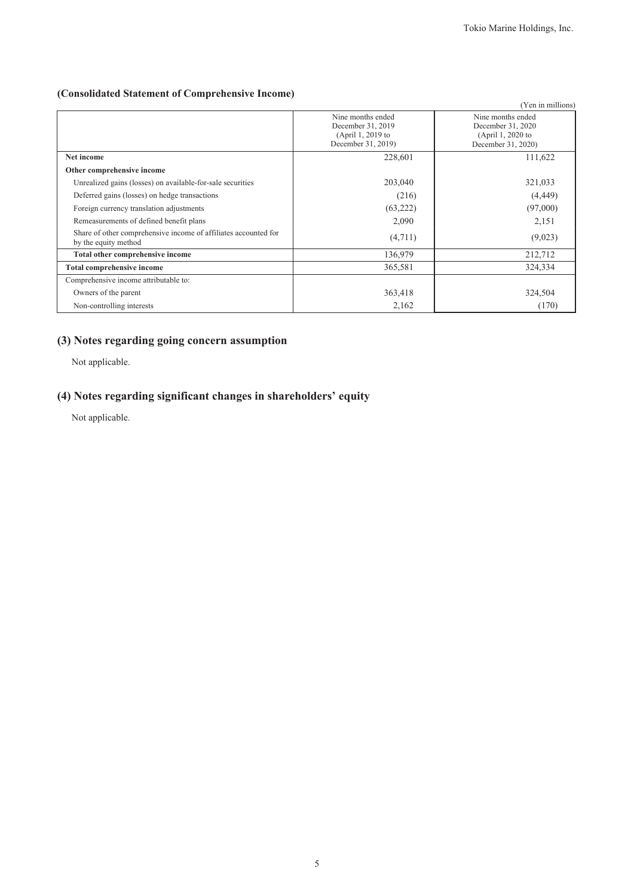**(Consolidated Statement of Comprehensive Income)**

(Yen in millions)

| | Nine months ended December 31, 2019 (April 1, 2019 to December 31, 2019) | Nine months ended December 31, 2020 (April 1, 2020 to December 31, 2020) |
|---|---|---|
| **Net income** | 228,601 | 111,622 |
| **Other comprehensive income** | | |
| Unrealized gains (losses) on available-for-sale securities | 203,040 | 321,033 |
| Deferred gains (losses) on hedge transactions | (216) | (4,449) |
| Foreign currency translation adjustments | (63,222) | (97,000) |
| Remeasurements of defined benefit plans | 2,090 | 2,151 |
| Share of other comprehensive income of affiliates accounted for by the equity method | (4,711) | (9,023) |
| **Total other comprehensive income** | 136,979 | 212,712 |
| **Total comprehensive income** | 365,581 | 324,334 |
| Comprehensive income attributable to: | | |
| Owners of the parent | 363,418 | 324,504 |
| Non-controlling interests | 2,162 | (170) |

## (3) Notes regarding going concern assumption

Not applicable.

## (4) Notes regarding significant changes in shareholders' equity

Not applicable.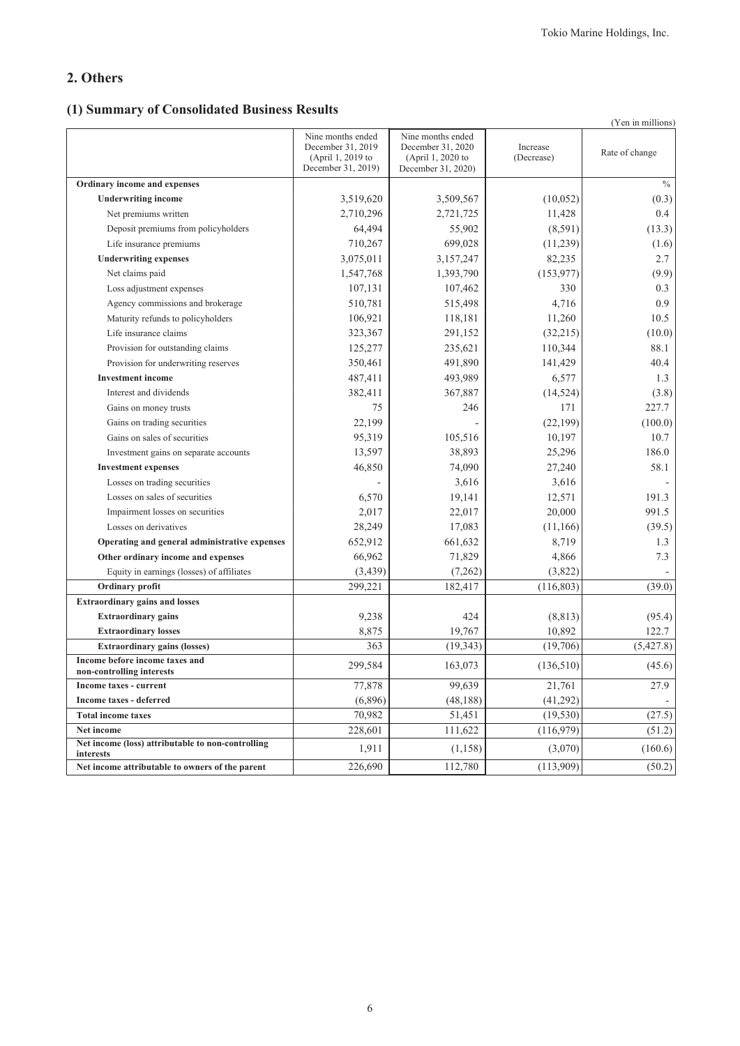## 2. Others

### (1) Summary of Consolidated Business Results

(Yen in millions)

| | Nine months ended December 31, 2019 (April 1, 2019 to December 31, 2019) | Nine months ended December 31, 2020 (April 1, 2020 to December 31, 2020) | Increase (Decrease) | Rate of change |
|---|---|---|---|---|
| **Ordinary income and expenses** | | | | % |
| **Underwriting income** | 3,519,620 | 3,509,567 | (10,052) | (0.3) |
| Net premiums written | 2,710,296 | 2,721,725 | 11,428 | 0.4 |
| Deposit premiums from policyholders | 64,494 | 55,902 | (8,591) | (13.3) |
| Life insurance premiums | 710,267 | 699,028 | (11,239) | (1.6) |
| **Underwriting expenses** | 3,075,011 | 3,157,247 | 82,235 | 2.7 |
| Net claims paid | 1,547,768 | 1,393,790 | (153,977) | (9.9) |
| Loss adjustment expenses | 107,131 | 107,462 | 330 | 0.3 |
| Agency commissions and brokerage | 510,781 | 515,498 | 4,716 | 0.9 |
| Maturity refunds to policyholders | 106,921 | 118,181 | 11,260 | 10.5 |
| Life insurance claims | 323,367 | 291,152 | (32,215) | (10.0) |
| Provision for outstanding claims | 125,277 | 235,621 | 110,344 | 88.1 |
| Provision for underwriting reserves | 350,461 | 491,890 | 141,429 | 40.4 |
| **Investment income** | 487,411 | 493,989 | 6,577 | 1.3 |
| Interest and dividends | 382,411 | 367,887 | (14,524) | (3.8) |
| Gains on money trusts | 75 | 246 | 171 | 227.7 |
| Gains on trading securities | 22,199 | - | (22,199) | (100.0) |
| Gains on sales of securities | 95,319 | 105,516 | 10,197 | 10.7 |
| Investment gains on separate accounts | 13,597 | 38,893 | 25,296 | 186.0 |
| **Investment expenses** | 46,850 | 74,090 | 27,240 | 58.1 |
| Losses on trading securities | - | 3,616 | 3,616 | - |
| Losses on sales of securities | 6,570 | 19,141 | 12,571 | 191.3 |
| Impairment losses on securities | 2,017 | 22,017 | 20,000 | 991.5 |
| Losses on derivatives | 28,249 | 17,083 | (11,166) | (39.5) |
| **Operating and general administrative expenses** | 652,912 | 661,632 | 8,719 | 1.3 |
| **Other ordinary income and expenses** | 66,962 | 71,829 | 4,866 | 7.3 |
| Equity in earnings (losses) of affiliates | (3,439) | (7,262) | (3,822) | - |
| **Ordinary profit** | 299,221 | 182,417 | (116,803) | (39.0) |
| **Extraordinary gains and losses** | | | | |
| **Extraordinary gains** | 9,238 | 424 | (8,813) | (95.4) |
| **Extraordinary losses** | 8,875 | 19,767 | 10,892 | 122.7 |
| **Extraordinary gains (losses)** | 363 | (19,343) | (19,706) | (5,427.8) |
| **Income before income taxes and non-controlling interests** | 299,584 | 163,073 | (136,510) | (45.6) |
| **Income taxes - current** | 77,878 | 99,639 | 21,761 | 27.9 |
| **Income taxes - deferred** | (6,896) | (48,188) | (41,292) | - |
| **Total income taxes** | 70,982 | 51,451 | (19,530) | (27.5) |
| **Net income** | 228,601 | 111,622 | (116,979) | (51.2) |
| **Net income (loss) attributable to non-controlling interests** | 1,911 | (1,158) | (3,070) | (160.6) |
| **Net income attributable to owners of the parent** | 226,690 | 112,780 | (113,909) | (50.2) |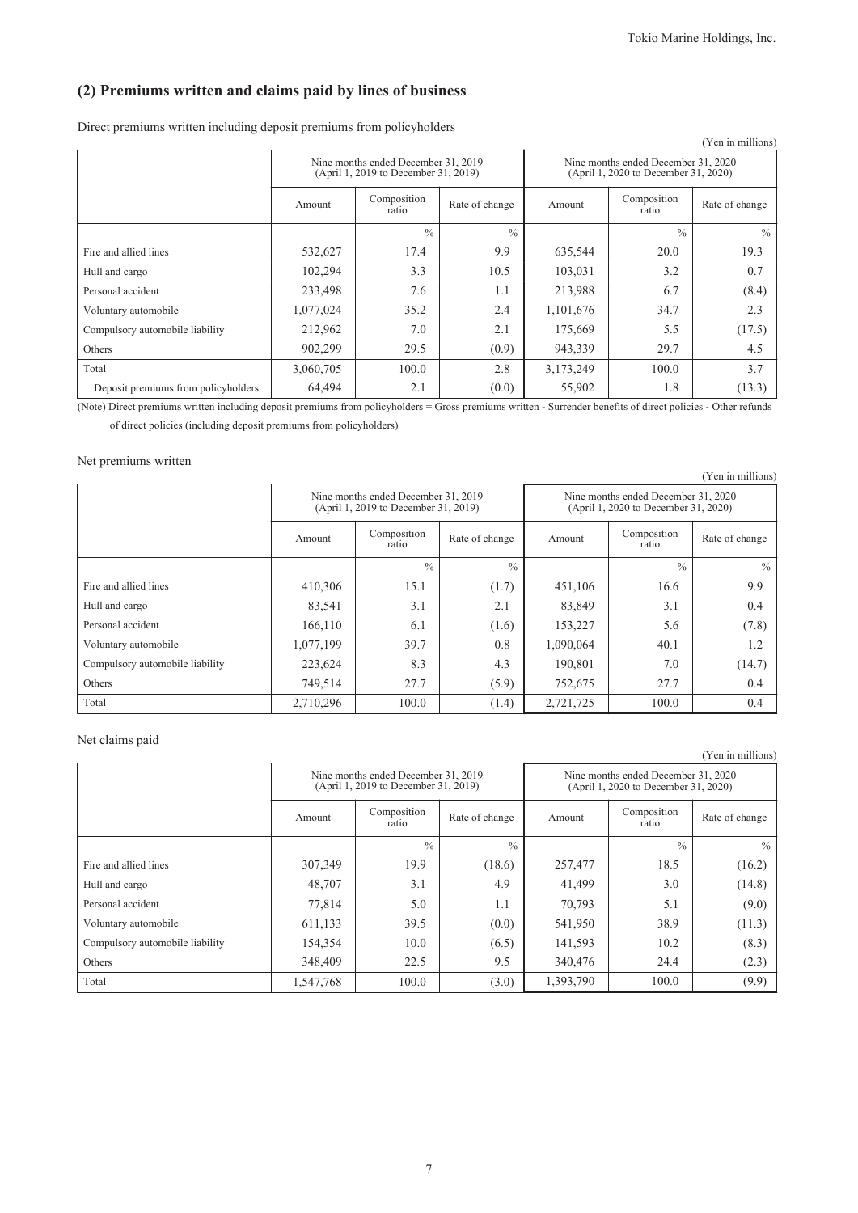## (2) Premiums written and claims paid by lines of business

Direct premiums written including deposit premiums from policyholders

(Yen in millions)

| | Nine months ended December 31, 2019 (April 1, 2019 to December 31, 2019) | | | Nine months ended December 31, 2020 (April 1, 2020 to December 31, 2020) | | |
|---|---|---|---|---|---|---|
| | Amount | Composition ratio | Rate of change | Amount | Composition ratio | Rate of change |
| | | % | % | | % | % |
| Fire and allied lines | 532,627 | 17.4 | 9.9 | 635,544 | 20.0 | 19.3 |
| Hull and cargo | 102,294 | 3.3 | 10.5 | 103,031 | 3.2 | 0.7 |
| Personal accident | 233,498 | 7.6 | 1.1 | 213,988 | 6.7 | (8.4) |
| Voluntary automobile | 1,077,024 | 35.2 | 2.4 | 1,101,676 | 34.7 | 2.3 |
| Compulsory automobile liability | 212,962 | 7.0 | 2.1 | 175,669 | 5.5 | (17.5) |
| Others | 902,299 | 29.5 | (0.9) | 943,339 | 29.7 | 4.5 |
| Total | 3,060,705 | 100.0 | 2.8 | 3,173,249 | 100.0 | 3.7 |
| Deposit premiums from policyholders | 64,494 | 2.1 | (0.0) | 55,902 | 1.8 | (13.3) |

(Note) Direct premiums written including deposit premiums from policyholders = Gross premiums written - Surrender benefits of direct policies - Other refunds of direct policies (including deposit premiums from policyholders)

Net premiums written

(Yen in millions)

| | Nine months ended December 31, 2019 (April 1, 2019 to December 31, 2019) | | | Nine months ended December 31, 2020 (April 1, 2020 to December 31, 2020) | | |
|---|---|---|---|---|---|---|
| | Amount | Composition ratio | Rate of change | Amount | Composition ratio | Rate of change |
| | | % | % | | % | % |
| Fire and allied lines | 410,306 | 15.1 | (1.7) | 451,106 | 16.6 | 9.9 |
| Hull and cargo | 83,541 | 3.1 | 2.1 | 83,849 | 3.1 | 0.4 |
| Personal accident | 166,110 | 6.1 | (1.6) | 153,227 | 5.6 | (7.8) |
| Voluntary automobile | 1,077,199 | 39.7 | 0.8 | 1,090,064 | 40.1 | 1.2 |
| Compulsory automobile liability | 223,624 | 8.3 | 4.3 | 190,801 | 7.0 | (14.7) |
| Others | 749,514 | 27.7 | (5.9) | 752,675 | 27.7 | 0.4 |
| Total | 2,710,296 | 100.0 | (1.4) | 2,721,725 | 100.0 | 0.4 |

Net claims paid

(Yen in millions)

| | Nine months ended December 31, 2019 (April 1, 2019 to December 31, 2019) | | | Nine months ended December 31, 2020 (April 1, 2020 to December 31, 2020) | | |
|---|---|---|---|---|---|---|
| | Amount | Composition ratio | Rate of change | Amount | Composition ratio | Rate of change |
| | | % | % | | % | % |
| Fire and allied lines | 307,349 | 19.9 | (18.6) | 257,477 | 18.5 | (16.2) |
| Hull and cargo | 48,707 | 3.1 | 4.9 | 41,499 | 3.0 | (14.8) |
| Personal accident | 77,814 | 5.0 | 1.1 | 70,793 | 5.1 | (9.0) |
| Voluntary automobile | 611,133 | 39.5 | (0.0) | 541,950 | 38.9 | (11.3) |
| Compulsory automobile liability | 154,354 | 10.0 | (6.5) | 141,593 | 10.2 | (8.3) |
| Others | 348,409 | 22.5 | 9.5 | 340,476 | 24.4 | (2.3) |
| Total | 1,547,768 | 100.0 | (3.0) | 1,393,790 | 100.0 | (9.9) |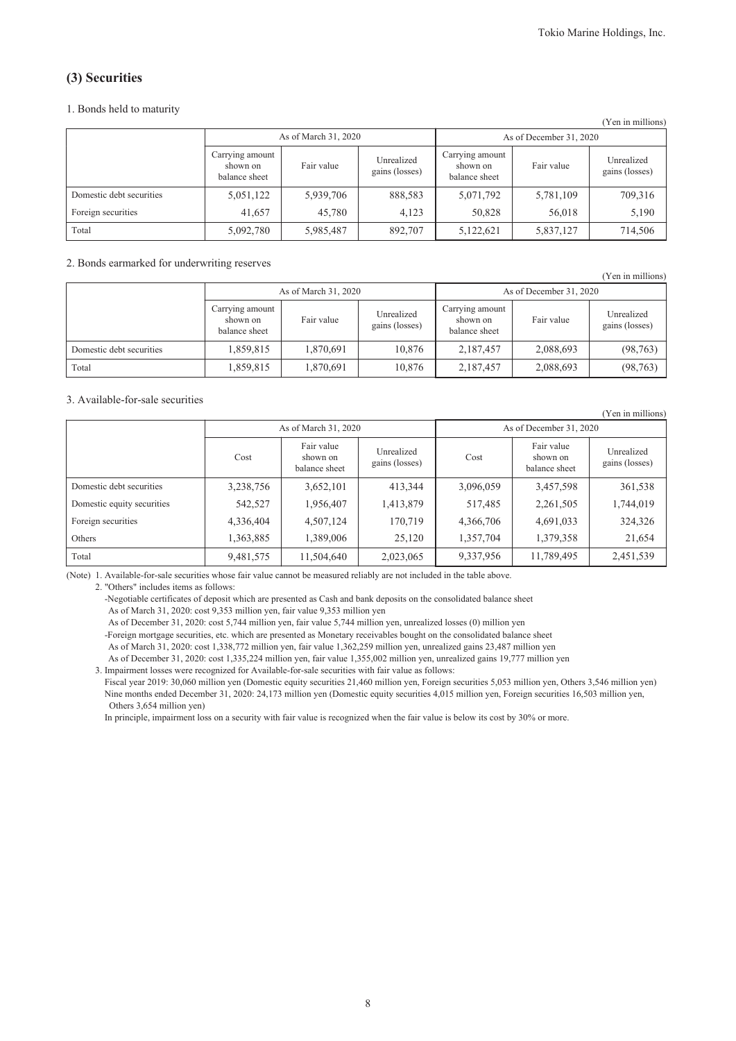## (3) Securities

1. Bonds held to maturity

(Yen in millions)

| | As of March 31, 2020 | | | As of December 31, 2020 | | |
|---|---|---|---|---|---|---|
| | Carrying amount shown on balance sheet | Fair value | Unrealized gains (losses) | Carrying amount shown on balance sheet | Fair value | Unrealized gains (losses) |
| Domestic debt securities | 5,051,122 | 5,939,706 | 888,583 | 5,071,792 | 5,781,109 | 709,316 |
| Foreign securities | 41,657 | 45,780 | 4,123 | 50,828 | 56,018 | 5,190 |
| Total | 5,092,780 | 5,985,487 | 892,707 | 5,122,621 | 5,837,127 | 714,506 |

2. Bonds earmarked for underwriting reserves

(Yen in millions)

| | As of March 31, 2020 | | | As of December 31, 2020 | | |
|---|---|---|---|---|---|---|
| | Carrying amount shown on balance sheet | Fair value | Unrealized gains (losses) | Carrying amount shown on balance sheet | Fair value | Unrealized gains (losses) |
| Domestic debt securities | 1,859,815 | 1,870,691 | 10,876 | 2,187,457 | 2,088,693 | (98,763) |
| Total | 1,859,815 | 1,870,691 | 10,876 | 2,187,457 | 2,088,693 | (98,763) |

3. Available-for-sale securities

(Yen in millions)

| | As of March 31, 2020 | | | As of December 31, 2020 | | |
|---|---|---|---|---|---|---|
| | Cost | Fair value shown on balance sheet | Unrealized gains (losses) | Cost | Fair value shown on balance sheet | Unrealized gains (losses) |
| Domestic debt securities | 3,238,756 | 3,652,101 | 413,344 | 3,096,059 | 3,457,598 | 361,538 |
| Domestic equity securities | 542,527 | 1,956,407 | 1,413,879 | 517,485 | 2,261,505 | 1,744,019 |
| Foreign securities | 4,336,404 | 4,507,124 | 170,719 | 4,366,706 | 4,691,033 | 324,326 |
| Others | 1,363,885 | 1,389,006 | 25,120 | 1,357,704 | 1,379,358 | 21,654 |
| Total | 9,481,575 | 11,504,640 | 2,023,065 | 9,337,956 | 11,789,495 | 2,451,539 |

(Note) 1. Available-for-sale securities whose fair value cannot be measured reliably are not included in the table above.

2. "Others" includes items as follows:

-Negotiable certificates of deposit which are presented as Cash and bank deposits on the consolidated balance sheet
As of March 31, 2020: cost 9,353 million yen, fair value 9,353 million yen
As of December 31, 2020: cost 5,744 million yen, fair value 5,744 million yen, unrealized losses (0) million yen

-Foreign mortgage securities, etc. which are presented as Monetary receivables bought on the consolidated balance sheet
As of March 31, 2020: cost 1,338,772 million yen, fair value 1,362,259 million yen, unrealized gains 23,487 million yen
As of December 31, 2020: cost 1,335,224 million yen, fair value 1,355,002 million yen, unrealized gains 19,777 million yen

3. Impairment losses were recognized for Available-for-sale securities with fair value as follows:
Fiscal year 2019: 30,060 million yen (Domestic equity securities 21,460 million yen, Foreign securities 5,053 million yen, Others 3,546 million yen)
Nine months ended December 31, 2020: 24,173 million yen (Domestic equity securities 4,015 million yen, Foreign securities 16,503 million yen, Others 3,654 million yen)
In principle, impairment loss on a security with fair value is recognized when the fair value is below its cost by 30% or more.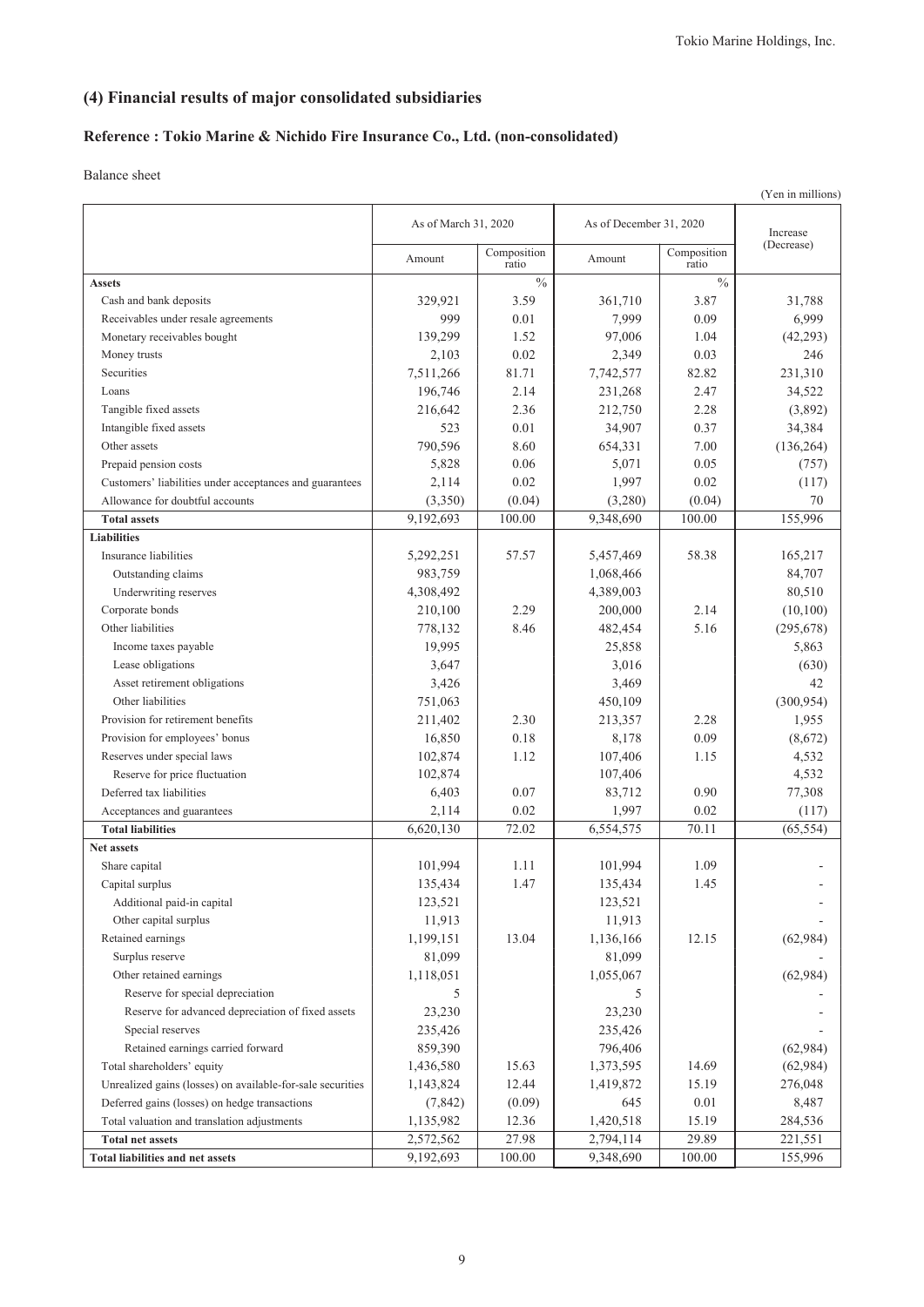## (4) Financial results of major consolidated subsidiaries

### Reference : Tokio Marine & Nichido Fire Insurance Co., Ltd. (non-consolidated)

Balance sheet

(Yen in millions)

| | As of March 31, 2020 | | As of December 31, 2020 | | Increase (Decrease) |
|---|---|---|---|---|---|
| | Amount | Composition ratio | Amount | Composition ratio | |
| **Assets** | | % | | % | |
| Cash and bank deposits | 329,921 | 3.59 | 361,710 | 3.87 | 31,788 |
| Receivables under resale agreements | 999 | 0.01 | 7,999 | 0.09 | 6,999 |
| Monetary receivables bought | 139,299 | 1.52 | 97,006 | 1.04 | (42,293) |
| Money trusts | 2,103 | 0.02 | 2,349 | 0.03 | 246 |
| Securities | 7,511,266 | 81.71 | 7,742,577 | 82.82 | 231,310 |
| Loans | 196,746 | 2.14 | 231,268 | 2.47 | 34,522 |
| Tangible fixed assets | 216,642 | 2.36 | 212,750 | 2.28 | (3,892) |
| Intangible fixed assets | 523 | 0.01 | 34,907 | 0.37 | 34,384 |
| Other assets | 790,596 | 8.60 | 654,331 | 7.00 | (136,264) |
| Prepaid pension costs | 5,828 | 0.06 | 5,071 | 0.05 | (757) |
| Customers' liabilities under acceptances and guarantees | 2,114 | 0.02 | 1,997 | 0.02 | (117) |
| Allowance for doubtful accounts | (3,350) | (0.04) | (3,280) | (0.04) | 70 |
| **Total assets** | 9,192,693 | 100.00 | 9,348,690 | 100.00 | 155,996 |
| **Liabilities** | | | | | |
| Insurance liabilities | 5,292,251 | 57.57 | 5,457,469 | 58.38 | 165,217 |
| Outstanding claims | 983,759 | | 1,068,466 | | 84,707 |
| Underwriting reserves | 4,308,492 | | 4,389,003 | | 80,510 |
| Corporate bonds | 210,100 | 2.29 | 200,000 | 2.14 | (10,100) |
| Other liabilities | 778,132 | 8.46 | 482,454 | 5.16 | (295,678) |
| Income taxes payable | 19,995 | | 25,858 | | 5,863 |
| Lease obligations | 3,647 | | 3,016 | | (630) |
| Asset retirement obligations | 3,426 | | 3,469 | | 42 |
| Other liabilities | 751,063 | | 450,109 | | (300,954) |
| Provision for retirement benefits | 211,402 | 2.30 | 213,357 | 2.28 | 1,955 |
| Provision for employees' bonus | 16,850 | 0.18 | 8,178 | 0.09 | (8,672) |
| Reserves under special laws | 102,874 | 1.12 | 107,406 | 1.15 | 4,532 |
| Reserve for price fluctuation | 102,874 | | 107,406 | | 4,532 |
| Deferred tax liabilities | 6,403 | 0.07 | 83,712 | 0.90 | 77,308 |
| Acceptances and guarantees | 2,114 | 0.02 | 1,997 | 0.02 | (117) |
| **Total liabilities** | 6,620,130 | 72.02 | 6,554,575 | 70.11 | (65,554) |
| **Net assets** | | | | | |
| Share capital | 101,994 | 1.11 | 101,994 | 1.09 | - |
| Capital surplus | 135,434 | 1.47 | 135,434 | 1.45 | - |
| Additional paid-in capital | 123,521 | | 123,521 | | - |
| Other capital surplus | 11,913 | | 11,913 | | - |
| Retained earnings | 1,199,151 | 13.04 | 1,136,166 | 12.15 | (62,984) |
| Surplus reserve | 81,099 | | 81,099 | | - |
| Other retained earnings | 1,118,051 | | 1,055,067 | | (62,984) |
| Reserve for special depreciation | 5 | | 5 | | - |
| Reserve for advanced depreciation of fixed assets | 23,230 | | 23,230 | | - |
| Special reserves | 235,426 | | 235,426 | | - |
| Retained earnings carried forward | 859,390 | | 796,406 | | (62,984) |
| Total shareholders' equity | 1,436,580 | 15.63 | 1,373,595 | 14.69 | (62,984) |
| Unrealized gains (losses) on available-for-sale securities | 1,143,824 | 12.44 | 1,419,872 | 15.19 | 276,048 |
| Deferred gains (losses) on hedge transactions | (7,842) | (0.09) | 645 | 0.01 | 8,487 |
| Total valuation and translation adjustments | 1,135,982 | 12.36 | 1,420,518 | 15.19 | 284,536 |
| **Total net assets** | 2,572,562 | 27.98 | 2,794,114 | 29.89 | 221,551 |
| **Total liabilities and net assets** | 9,192,693 | 100.00 | 9,348,690 | 100.00 | 155,996 |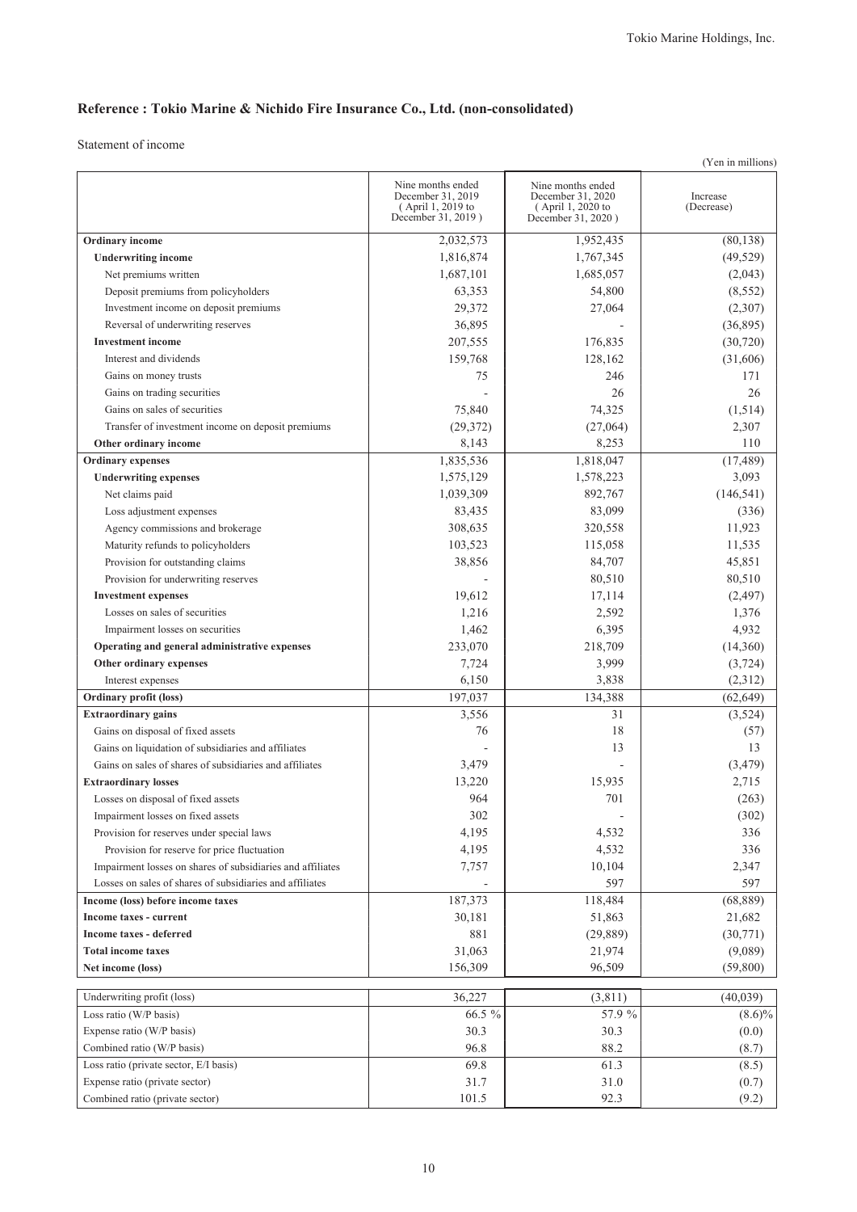## Reference : Tokio Marine & Nichido Fire Insurance Co., Ltd. (non-consolidated)

Statement of income

(Yen in millions)

| | Nine months ended December 31, 2019 ( April 1, 2019 to December 31, 2019 ) | Nine months ended December 31, 2020 ( April 1, 2020 to December 31, 2020 ) | Increase (Decrease) |
|---|---|---|---|
| **Ordinary income** | 2,032,573 | 1,952,435 | (80,138) |
| **Underwriting income** | 1,816,874 | 1,767,345 | (49,529) |
| Net premiums written | 1,687,101 | 1,685,057 | (2,043) |
| Deposit premiums from policyholders | 63,353 | 54,800 | (8,552) |
| Investment income on deposit premiums | 29,372 | 27,064 | (2,307) |
| Reversal of underwriting reserves | 36,895 | - | (36,895) |
| **Investment income** | 207,555 | 176,835 | (30,720) |
| Interest and dividends | 159,768 | 128,162 | (31,606) |
| Gains on money trusts | 75 | 246 | 171 |
| Gains on trading securities | - | 26 | 26 |
| Gains on sales of securities | 75,840 | 74,325 | (1,514) |
| Transfer of investment income on deposit premiums | (29,372) | (27,064) | 2,307 |
| **Other ordinary income** | 8,143 | 8,253 | 110 |
| **Ordinary expenses** | 1,835,536 | 1,818,047 | (17,489) |
| **Underwriting expenses** | 1,575,129 | 1,578,223 | 3,093 |
| Net claims paid | 1,039,309 | 892,767 | (146,541) |
| Loss adjustment expenses | 83,435 | 83,099 | (336) |
| Agency commissions and brokerage | 308,635 | 320,558 | 11,923 |
| Maturity refunds to policyholders | 103,523 | 115,058 | 11,535 |
| Provision for outstanding claims | 38,856 | 84,707 | 45,851 |
| Provision for underwriting reserves | - | 80,510 | 80,510 |
| **Investment expenses** | 19,612 | 17,114 | (2,497) |
| Losses on sales of securities | 1,216 | 2,592 | 1,376 |
| Impairment losses on securities | 1,462 | 6,395 | 4,932 |
| **Operating and general administrative expenses** | 233,070 | 218,709 | (14,360) |
| **Other ordinary expenses** | 7,724 | 3,999 | (3,724) |
| Interest expenses | 6,150 | 3,838 | (2,312) |
| **Ordinary profit (loss)** | 197,037 | 134,388 | (62,649) |
| **Extraordinary gains** | 3,556 | 31 | (3,524) |
| Gains on disposal of fixed assets | 76 | 18 | (57) |
| Gains on liquidation of subsidiaries and affiliates | - | 13 | 13 |
| Gains on sales of shares of subsidiaries and affiliates | 3,479 | - | (3,479) |
| **Extraordinary losses** | 13,220 | 15,935 | 2,715 |
| Losses on disposal of fixed assets | 964 | 701 | (263) |
| Impairment losses on fixed assets | 302 | - | (302) |
| Provision for reserves under special laws | 4,195 | 4,532 | 336 |
| Provision for reserve for price fluctuation | 4,195 | 4,532 | 336 |
| Impairment losses on shares of subsidiaries and affiliates | 7,757 | 10,104 | 2,347 |
| Losses on sales of shares of subsidiaries and affiliates | - | 597 | 597 |
| **Income (loss) before income taxes** | 187,373 | 118,484 | (68,889) |
| **Income taxes - current** | 30,181 | 51,863 | 21,682 |
| **Income taxes - deferred** | 881 | (29,889) | (30,771) |
| **Total income taxes** | 31,063 | 21,974 | (9,089) |
| **Net income (loss)** | 156,309 | 96,509 | (59,800) |

| | | | |
|---|---|---|---|
| Underwriting profit (loss) | 36,227 | (3,811) | (40,039) |
| Loss ratio (W/P basis) | 66.5 % | 57.9 % | (8.6)% |
| Expense ratio (W/P basis) | 30.3 | 30.3 | (0.0) |
| Combined ratio (W/P basis) | 96.8 | 88.2 | (8.7) |
| Loss ratio (private sector, E/I basis) | 69.8 | 61.3 | (8.5) |
| Expense ratio (private sector) | 31.7 | 31.0 | (0.7) |
| Combined ratio (private sector) | 101.5 | 92.3 | (9.2) |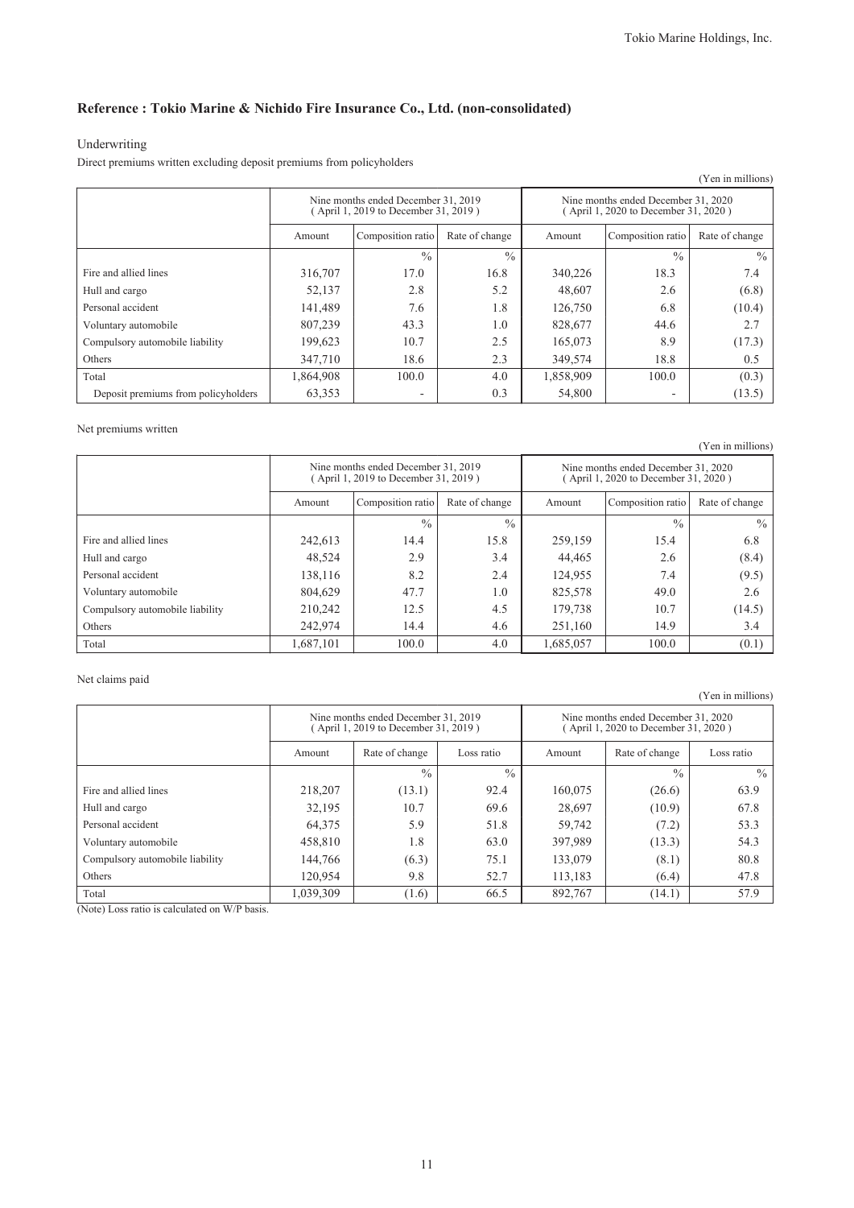## Reference : Tokio Marine & Nichido Fire Insurance Co., Ltd. (non-consolidated)

Underwriting

Direct premiums written excluding deposit premiums from policyholders

(Yen in millions)

| | Nine months ended December 31, 2019 ( April 1, 2019 to December 31, 2019 ) | | | Nine months ended December 31, 2020 ( April 1, 2020 to December 31, 2020 ) | | |
|---|---|---|---|---|---|---|
| | Amount | Composition ratio | Rate of change | Amount | Composition ratio | Rate of change |
| | | % | % | | % | % |
| Fire and allied lines | 316,707 | 17.0 | 16.8 | 340,226 | 18.3 | 7.4 |
| Hull and cargo | 52,137 | 2.8 | 5.2 | 48,607 | 2.6 | (6.8) |
| Personal accident | 141,489 | 7.6 | 1.8 | 126,750 | 6.8 | (10.4) |
| Voluntary automobile | 807,239 | 43.3 | 1.0 | 828,677 | 44.6 | 2.7 |
| Compulsory automobile liability | 199,623 | 10.7 | 2.5 | 165,073 | 8.9 | (17.3) |
| Others | 347,710 | 18.6 | 2.3 | 349,574 | 18.8 | 0.5 |
| Total | 1,864,908 | 100.0 | 4.0 | 1,858,909 | 100.0 | (0.3) |
| Deposit premiums from policyholders | 63,353 | - | 0.3 | 54,800 | - | (13.5) |

Net premiums written

(Yen in millions)

| | Nine months ended December 31, 2019 ( April 1, 2019 to December 31, 2019 ) | | | Nine months ended December 31, 2020 ( April 1, 2020 to December 31, 2020 ) | | |
|---|---|---|---|---|---|---|
| | Amount | Composition ratio | Rate of change | Amount | Composition ratio | Rate of change |
| | | % | % | | % | % |
| Fire and allied lines | 242,613 | 14.4 | 15.8 | 259,159 | 15.4 | 6.8 |
| Hull and cargo | 48,524 | 2.9 | 3.4 | 44,465 | 2.6 | (8.4) |
| Personal accident | 138,116 | 8.2 | 2.4 | 124,955 | 7.4 | (9.5) |
| Voluntary automobile | 804,629 | 47.7 | 1.0 | 825,578 | 49.0 | 2.6 |
| Compulsory automobile liability | 210,242 | 12.5 | 4.5 | 179,738 | 10.7 | (14.5) |
| Others | 242,974 | 14.4 | 4.6 | 251,160 | 14.9 | 3.4 |
| Total | 1,687,101 | 100.0 | 4.0 | 1,685,057 | 100.0 | (0.1) |

Net claims paid

(Yen in millions)

| | Nine months ended December 31, 2019 ( April 1, 2019 to December 31, 2019 ) | | | Nine months ended December 31, 2020 ( April 1, 2020 to December 31, 2020 ) | | |
|---|---|---|---|---|---|---|
| | Amount | Rate of change | Loss ratio | Amount | Rate of change | Loss ratio |
| | | % | % | | % | % |
| Fire and allied lines | 218,207 | (13.1) | 92.4 | 160,075 | (26.6) | 63.9 |
| Hull and cargo | 32,195 | 10.7 | 69.6 | 28,697 | (10.9) | 67.8 |
| Personal accident | 64,375 | 5.9 | 51.8 | 59,742 | (7.2) | 53.3 |
| Voluntary automobile | 458,810 | 1.8 | 63.0 | 397,989 | (13.3) | 54.3 |
| Compulsory automobile liability | 144,766 | (6.3) | 75.1 | 133,079 | (8.1) | 80.8 |
| Others | 120,954 | 9.8 | 52.7 | 113,183 | (6.4) | 47.8 |
| Total | 1,039,309 | (1.6) | 66.5 | 892,767 | (14.1) | 57.9 |

(Note) Loss ratio is calculated on W/P basis.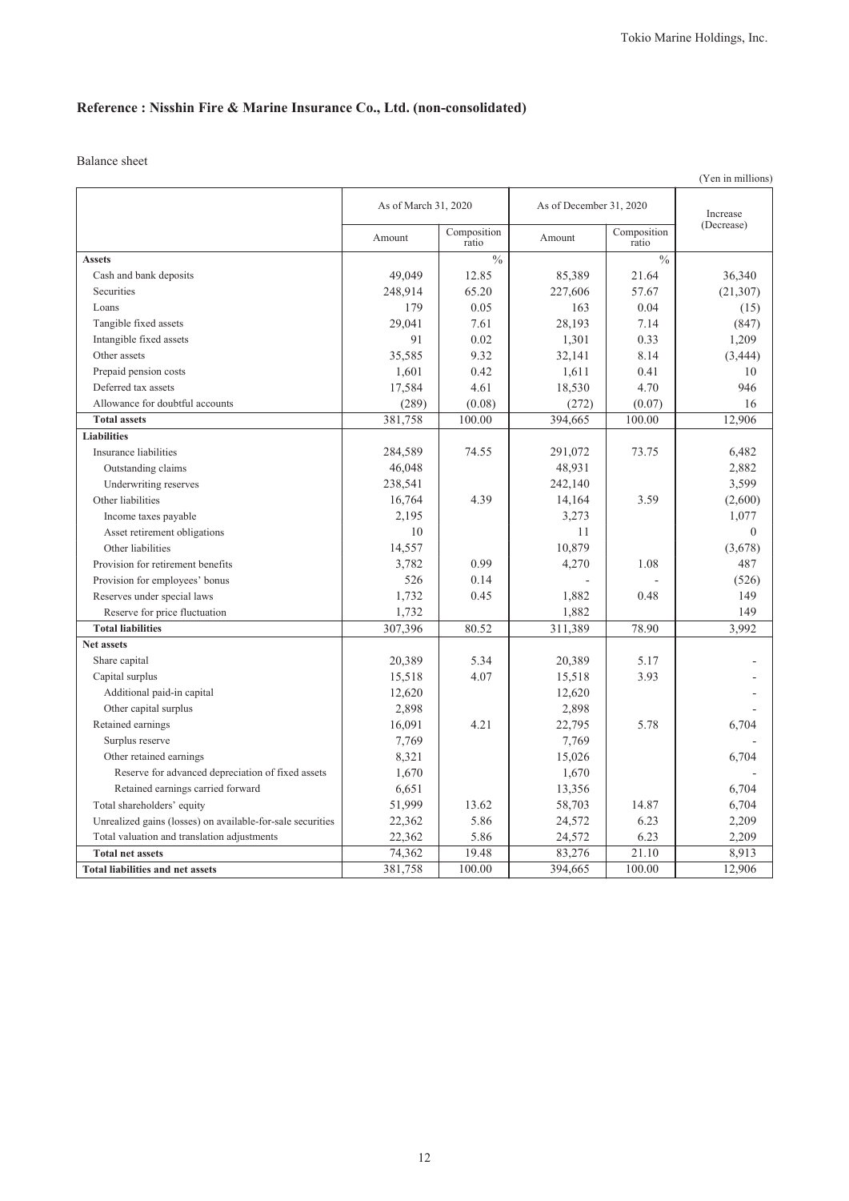## Reference : Nisshin Fire & Marine Insurance Co., Ltd. (non-consolidated)

Balance sheet

(Yen in millions)

| | As of March 31, 2020 | | As of December 31, 2020 | | Increase (Decrease) |
|---|---|---|---|---|---|
| | Amount | Composition ratio | Amount | Composition ratio | |
| **Assets** | | % | | % | |
| Cash and bank deposits | 49,049 | 12.85 | 85,389 | 21.64 | 36,340 |
| Securities | 248,914 | 65.20 | 227,606 | 57.67 | (21,307) |
| Loans | 179 | 0.05 | 163 | 0.04 | (15) |
| Tangible fixed assets | 29,041 | 7.61 | 28,193 | 7.14 | (847) |
| Intangible fixed assets | 91 | 0.02 | 1,301 | 0.33 | 1,209 |
| Other assets | 35,585 | 9.32 | 32,141 | 8.14 | (3,444) |
| Prepaid pension costs | 1,601 | 0.42 | 1,611 | 0.41 | 10 |
| Deferred tax assets | 17,584 | 4.61 | 18,530 | 4.70 | 946 |
| Allowance for doubtful accounts | (289) | (0.08) | (272) | (0.07) | 16 |
| **Total assets** | 381,758 | 100.00 | 394,665 | 100.00 | 12,906 |
| **Liabilities** | | | | | |
| Insurance liabilities | 284,589 | 74.55 | 291,072 | 73.75 | 6,482 |
| Outstanding claims | 46,048 | | 48,931 | | 2,882 |
| Underwriting reserves | 238,541 | | 242,140 | | 3,599 |
| Other liabilities | 16,764 | 4.39 | 14,164 | 3.59 | (2,600) |
| Income taxes payable | 2,195 | | 3,273 | | 1,077 |
| Asset retirement obligations | 10 | | 11 | | 0 |
| Other liabilities | 14,557 | | 10,879 | | (3,678) |
| Provision for retirement benefits | 3,782 | 0.99 | 4,270 | 1.08 | 487 |
| Provision for employees' bonus | 526 | 0.14 | - | - | (526) |
| Reserves under special laws | 1,732 | 0.45 | 1,882 | 0.48 | 149 |
| Reserve for price fluctuation | 1,732 | | 1,882 | | 149 |
| **Total liabilities** | 307,396 | 80.52 | 311,389 | 78.90 | 3,992 |
| **Net assets** | | | | | |
| Share capital | 20,389 | 5.34 | 20,389 | 5.17 | - |
| Capital surplus | 15,518 | 4.07 | 15,518 | 3.93 | - |
| Additional paid-in capital | 12,620 | | 12,620 | | - |
| Other capital surplus | 2,898 | | 2,898 | | - |
| Retained earnings | 16,091 | 4.21 | 22,795 | 5.78 | 6,704 |
| Surplus reserve | 7,769 | | 7,769 | | - |
| Other retained earnings | 8,321 | | 15,026 | | 6,704 |
| Reserve for advanced depreciation of fixed assets | 1,670 | | 1,670 | | - |
| Retained earnings carried forward | 6,651 | | 13,356 | | 6,704 |
| Total shareholders' equity | 51,999 | 13.62 | 58,703 | 14.87 | 6,704 |
| Unrealized gains (losses) on available-for-sale securities | 22,362 | 5.86 | 24,572 | 6.23 | 2,209 |
| Total valuation and translation adjustments | 22,362 | 5.86 | 24,572 | 6.23 | 2,209 |
| **Total net assets** | 74,362 | 19.48 | 83,276 | 21.10 | 8,913 |
| **Total liabilities and net assets** | 381,758 | 100.00 | 394,665 | 100.00 | 12,906 |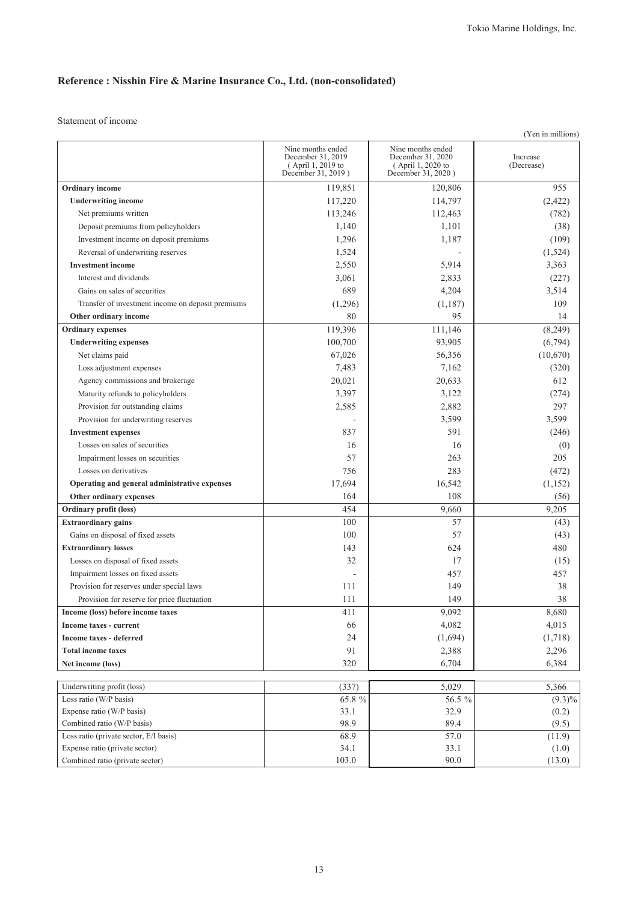## Reference : Nisshin Fire & Marine Insurance Co., Ltd. (non-consolidated)

Statement of income

(Yen in millions)

| | Nine months ended December 31, 2019 ( April 1, 2019 to December 31, 2019 ) | Nine months ended December 31, 2020 ( April 1, 2020 to December 31, 2020 ) | Increase (Decrease) |
|---|---|---|---|
| **Ordinary income** | 119,851 | 120,806 | 955 |
| **Underwriting income** | 117,220 | 114,797 | (2,422) |
| Net premiums written | 113,246 | 112,463 | (782) |
| Deposit premiums from policyholders | 1,140 | 1,101 | (38) |
| Investment income on deposit premiums | 1,296 | 1,187 | (109) |
| Reversal of underwriting reserves | 1,524 | - | (1,524) |
| **Investment income** | 2,550 | 5,914 | 3,363 |
| Interest and dividends | 3,061 | 2,833 | (227) |
| Gains on sales of securities | 689 | 4,204 | 3,514 |
| Transfer of investment income on deposit premiums | (1,296) | (1,187) | 109 |
| **Other ordinary income** | 80 | 95 | 14 |
| **Ordinary expenses** | 119,396 | 111,146 | (8,249) |
| **Underwriting expenses** | 100,700 | 93,905 | (6,794) |
| Net claims paid | 67,026 | 56,356 | (10,670) |
| Loss adjustment expenses | 7,483 | 7,162 | (320) |
| Agency commissions and brokerage | 20,021 | 20,633 | 612 |
| Maturity refunds to policyholders | 3,397 | 3,122 | (274) |
| Provision for outstanding claims | 2,585 | 2,882 | 297 |
| Provision for underwriting reserves | - | 3,599 | 3,599 |
| **Investment expenses** | 837 | 591 | (246) |
| Losses on sales of securities | 16 | 16 | (0) |
| Impairment losses on securities | 57 | 263 | 205 |
| Losses on derivatives | 756 | 283 | (472) |
| **Operating and general administrative expenses** | 17,694 | 16,542 | (1,152) |
| **Other ordinary expenses** | 164 | 108 | (56) |
| **Ordinary profit (loss)** | 454 | 9,660 | 9,205 |
| **Extraordinary gains** | 100 | 57 | (43) |
| Gains on disposal of fixed assets | 100 | 57 | (43) |
| **Extraordinary losses** | 143 | 624 | 480 |
| Losses on disposal of fixed assets | 32 | 17 | (15) |
| Impairment losses on fixed assets | - | 457 | 457 |
| Provision for reserves under special laws | 111 | 149 | 38 |
| Provision for reserve for price fluctuation | 111 | 149 | 38 |
| **Income (loss) before income taxes** | 411 | 9,092 | 8,680 |
| **Income taxes - current** | 66 | 4,082 | 4,015 |
| **Income taxes - deferred** | 24 | (1,694) | (1,718) |
| **Total income taxes** | 91 | 2,388 | 2,296 |
| **Net income (loss)** | 320 | 6,704 | 6,384 |
| Underwriting profit (loss) | (337) | 5,029 | 5,366 |
| Loss ratio (W/P basis) | 65.8 % | 56.5 % | (9.3)% |
| Expense ratio (W/P basis) | 33.1 | 32.9 | (0.2) |
| Combined ratio (W/P basis) | 98.9 | 89.4 | (9.5) |
| Loss ratio (private sector, E/I basis) | 68.9 | 57.0 | (11.9) |
| Expense ratio (private sector) | 34.1 | 33.1 | (1.0) |
| Combined ratio (private sector) | 103.0 | 90.0 | (13.0) |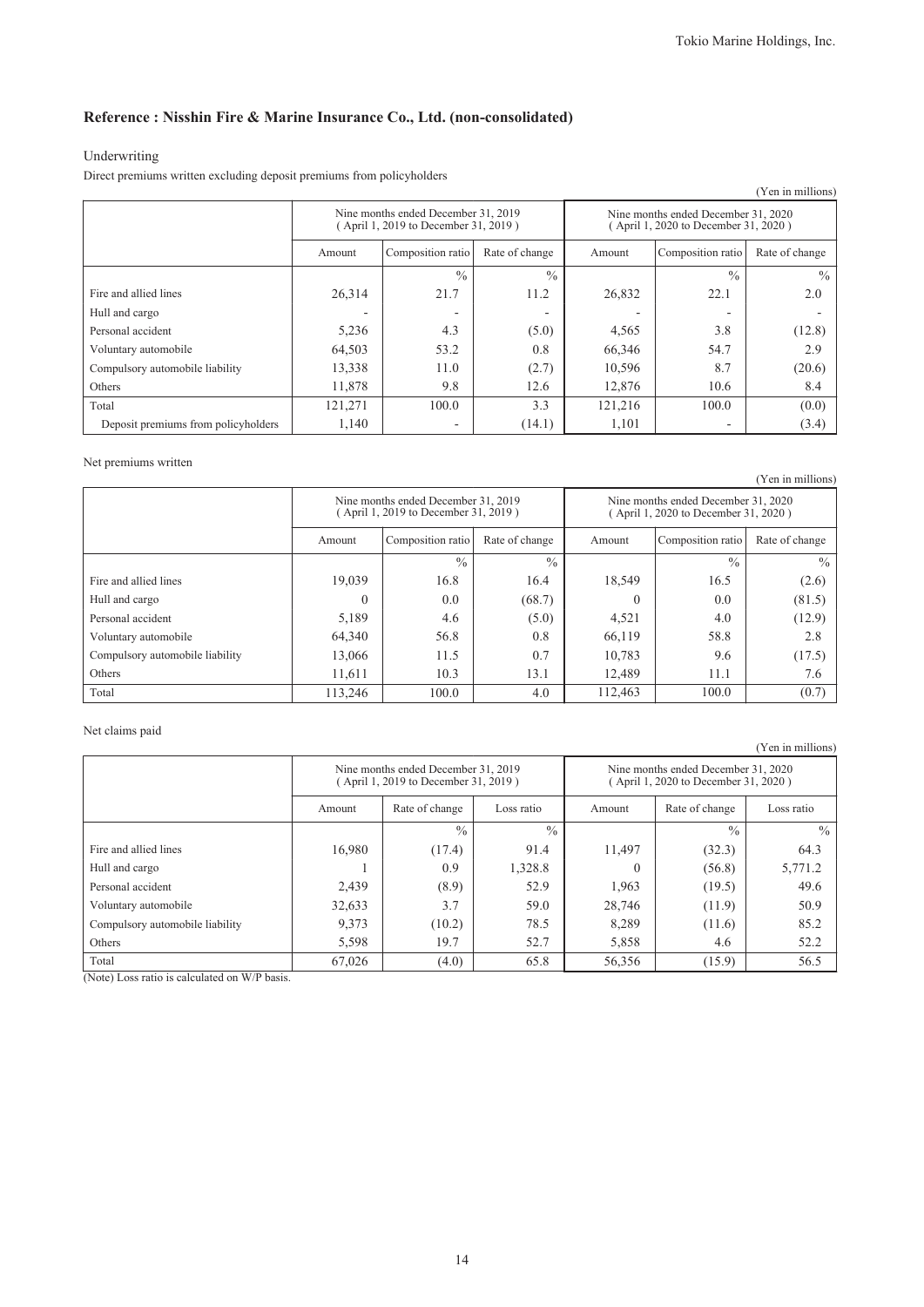## Reference : Nisshin Fire & Marine Insurance Co., Ltd. (non-consolidated)

Underwriting

Direct premiums written excluding deposit premiums from policyholders

(Yen in millions)

| | Nine months ended December 31, 2019 ( April 1, 2019 to December 31, 2019 ) | | | Nine months ended December 31, 2020 ( April 1, 2020 to December 31, 2020 ) | | |
|---|---|---|---|---|---|---|
| | Amount | Composition ratio | Rate of change | Amount | Composition ratio | Rate of change |
| | | % | % | | % | % |
| Fire and allied lines | 26,314 | 21.7 | 11.2 | 26,832 | 22.1 | 2.0 |
| Hull and cargo | - | - | - | - | - | - |
| Personal accident | 5,236 | 4.3 | (5.0) | 4,565 | 3.8 | (12.8) |
| Voluntary automobile | 64,503 | 53.2 | 0.8 | 66,346 | 54.7 | 2.9 |
| Compulsory automobile liability | 13,338 | 11.0 | (2.7) | 10,596 | 8.7 | (20.6) |
| Others | 11,878 | 9.8 | 12.6 | 12,876 | 10.6 | 8.4 |
| Total | 121,271 | 100.0 | 3.3 | 121,216 | 100.0 | (0.0) |
| Deposit premiums from policyholders | 1,140 | - | (14.1) | 1,101 | - | (3.4) |

Net premiums written

(Yen in millions)

| | Nine months ended December 31, 2019 ( April 1, 2019 to December 31, 2019 ) | | | Nine months ended December 31, 2020 ( April 1, 2020 to December 31, 2020 ) | | |
|---|---|---|---|---|---|---|
| | Amount | Composition ratio | Rate of change | Amount | Composition ratio | Rate of change |
| | | % | % | | % | % |
| Fire and allied lines | 19,039 | 16.8 | 16.4 | 18,549 | 16.5 | (2.6) |
| Hull and cargo | 0 | 0.0 | (68.7) | 0 | 0.0 | (81.5) |
| Personal accident | 5,189 | 4.6 | (5.0) | 4,521 | 4.0 | (12.9) |
| Voluntary automobile | 64,340 | 56.8 | 0.8 | 66,119 | 58.8 | 2.8 |
| Compulsory automobile liability | 13,066 | 11.5 | 0.7 | 10,783 | 9.6 | (17.5) |
| Others | 11,611 | 10.3 | 13.1 | 12,489 | 11.1 | 7.6 |
| Total | 113,246 | 100.0 | 4.0 | 112,463 | 100.0 | (0.7) |

Net claims paid

(Yen in millions)

| | Nine months ended December 31, 2019 ( April 1, 2019 to December 31, 2019 ) | | | Nine months ended December 31, 2020 ( April 1, 2020 to December 31, 2020 ) | | |
|---|---|---|---|---|---|---|
| | Amount | Rate of change | Loss ratio | Amount | Rate of change | Loss ratio |
| | | % | % | | % | % |
| Fire and allied lines | 16,980 | (17.4) | 91.4 | 11,497 | (32.3) | 64.3 |
| Hull and cargo | 1 | 0.9 | 1,328.8 | 0 | (56.8) | 5,771.2 |
| Personal accident | 2,439 | (8.9) | 52.9 | 1,963 | (19.5) | 49.6 |
| Voluntary automobile | 32,633 | 3.7 | 59.0 | 28,746 | (11.9) | 50.9 |
| Compulsory automobile liability | 9,373 | (10.2) | 78.5 | 8,289 | (11.6) | 85.2 |
| Others | 5,598 | 19.7 | 52.7 | 5,858 | 4.6 | 52.2 |
| Total | 67,026 | (4.0) | 65.8 | 56,356 | (15.9) | 56.5 |

(Note) Loss ratio is calculated on W/P basis.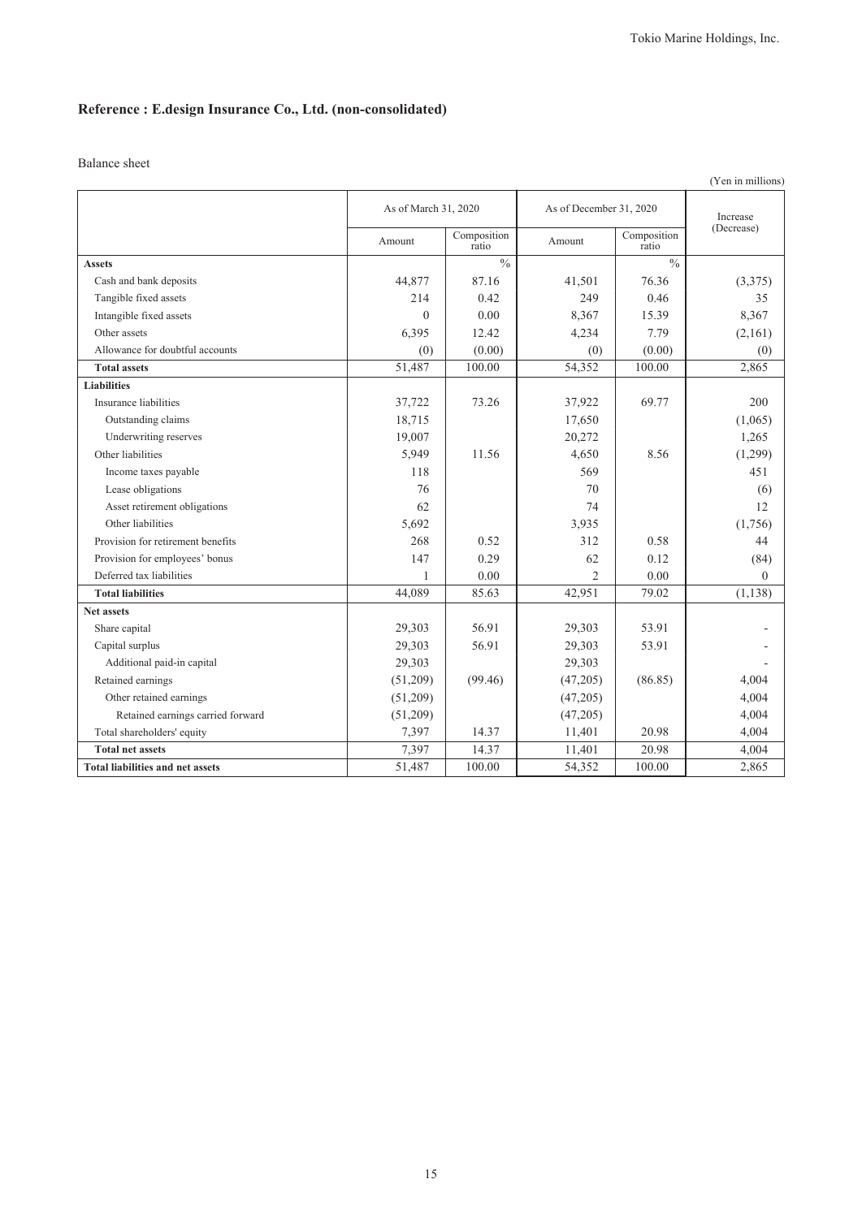## Reference : E.design Insurance Co., Ltd. (non-consolidated)

Balance sheet

(Yen in millions)

| | As of March 31, 2020 | | As of December 31, 2020 | | Increase (Decrease) |
|---|---|---|---|---|---|
| | Amount | Composition ratio | Amount | Composition ratio | |
| **Assets** | | % | | % | |
| Cash and bank deposits | 44,877 | 87.16 | 41,501 | 76.36 | (3,375) |
| Tangible fixed assets | 214 | 0.42 | 249 | 0.46 | 35 |
| Intangible fixed assets | 0 | 0.00 | 8,367 | 15.39 | 8,367 |
| Other assets | 6,395 | 12.42 | 4,234 | 7.79 | (2,161) |
| Allowance for doubtful accounts | (0) | (0.00) | (0) | (0.00) | (0) |
| **Total assets** | 51,487 | 100.00 | 54,352 | 100.00 | 2,865 |
| **Liabilities** | | | | | |
| Insurance liabilities | 37,722 | 73.26 | 37,922 | 69.77 | 200 |
| Outstanding claims | 18,715 | | 17,650 | | (1,065) |
| Underwriting reserves | 19,007 | | 20,272 | | 1,265 |
| Other liabilities | 5,949 | 11.56 | 4,650 | 8.56 | (1,299) |
| Income taxes payable | 118 | | 569 | | 451 |
| Lease obligations | 76 | | 70 | | (6) |
| Asset retirement obligations | 62 | | 74 | | 12 |
| Other liabilities | 5,692 | | 3,935 | | (1,756) |
| Provision for retirement benefits | 268 | 0.52 | 312 | 0.58 | 44 |
| Provision for employees' bonus | 147 | 0.29 | 62 | 0.12 | (84) |
| Deferred tax liabilities | 1 | 0.00 | 2 | 0.00 | 0 |
| **Total liabilities** | 44,089 | 85.63 | 42,951 | 79.02 | (1,138) |
| **Net assets** | | | | | |
| Share capital | 29,303 | 56.91 | 29,303 | 53.91 | - |
| Capital surplus | 29,303 | 56.91 | 29,303 | 53.91 | - |
| Additional paid-in capital | 29,303 | | 29,303 | | - |
| Retained earnings | (51,209) | (99.46) | (47,205) | (86.85) | 4,004 |
| Other retained earnings | (51,209) | | (47,205) | | 4,004 |
| Retained earnings carried forward | (51,209) | | (47,205) | | 4,004 |
| Total shareholders' equity | 7,397 | 14.37 | 11,401 | 20.98 | 4,004 |
| **Total net assets** | 7,397 | 14.37 | 11,401 | 20.98 | 4,004 |
| **Total liabilities and net assets** | 51,487 | 100.00 | 54,352 | 100.00 | 2,865 |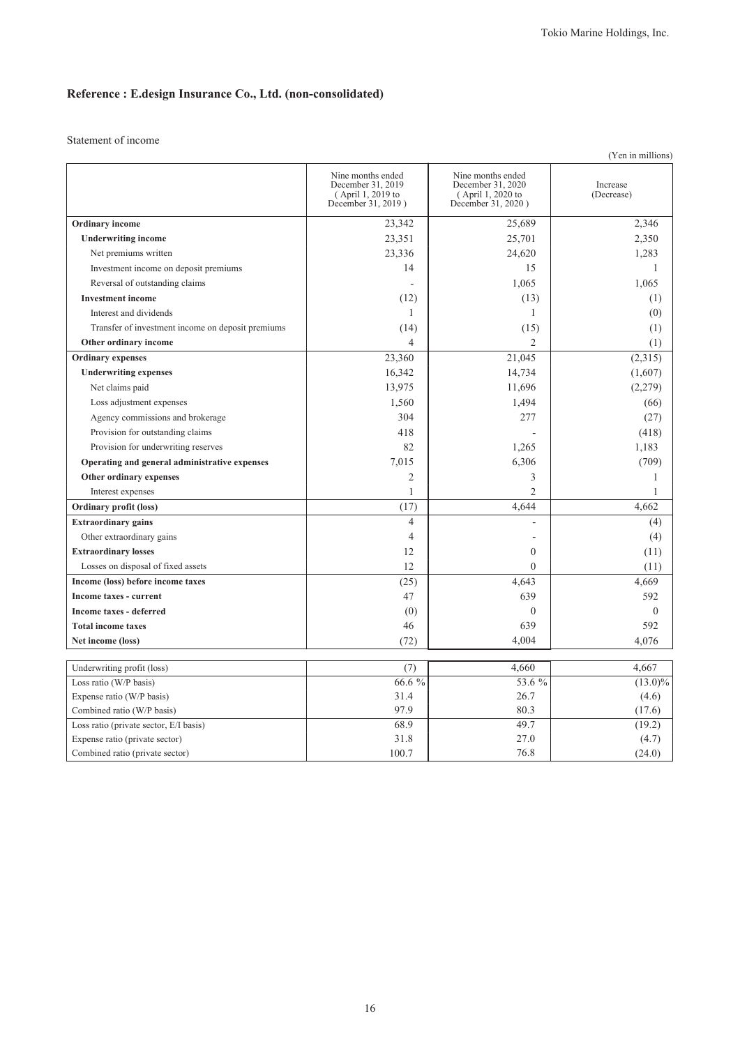## Reference : E.design Insurance Co., Ltd. (non-consolidated)

Statement of income

(Yen in millions)

| | Nine months ended December 31, 2019 ( April 1, 2019 to December 31, 2019 ) | Nine months ended December 31, 2020 ( April 1, 2020 to December 31, 2020 ) | Increase (Decrease) |
|---|---|---|---|
| **Ordinary income** | 23,342 | 25,689 | 2,346 |
| **Underwriting income** | 23,351 | 25,701 | 2,350 |
| Net premiums written | 23,336 | 24,620 | 1,283 |
| Investment income on deposit premiums | 14 | 15 | 1 |
| Reversal of outstanding claims | - | 1,065 | 1,065 |
| **Investment income** | (12) | (13) | (1) |
| Interest and dividends | 1 | 1 | (0) |
| Transfer of investment income on deposit premiums | (14) | (15) | (1) |
| **Other ordinary income** | 4 | 2 | (1) |
| **Ordinary expenses** | 23,360 | 21,045 | (2,315) |
| **Underwriting expenses** | 16,342 | 14,734 | (1,607) |
| Net claims paid | 13,975 | 11,696 | (2,279) |
| Loss adjustment expenses | 1,560 | 1,494 | (66) |
| Agency commissions and brokerage | 304 | 277 | (27) |
| Provision for outstanding claims | 418 | - | (418) |
| Provision for underwriting reserves | 82 | 1,265 | 1,183 |
| **Operating and general administrative expenses** | 7,015 | 6,306 | (709) |
| **Other ordinary expenses** | 2 | 3 | 1 |
| Interest expenses | 1 | 2 | 1 |
| **Ordinary profit (loss)** | (17) | 4,644 | 4,662 |
| **Extraordinary gains** | 4 | - | (4) |
| Other extraordinary gains | 4 | - | (4) |
| **Extraordinary losses** | 12 | 0 | (11) |
| Losses on disposal of fixed assets | 12 | 0 | (11) |
| **Income (loss) before income taxes** | (25) | 4,643 | 4,669 |
| **Income taxes - current** | 47 | 639 | 592 |
| **Income taxes - deferred** | (0) | 0 | 0 |
| **Total income taxes** | 46 | 639 | 592 |
| **Net income (loss)** | (72) | 4,004 | 4,076 |

| | | | |
|---|---|---|---|
| Underwriting profit (loss) | (7) | 4,660 | 4,667 |
| Loss ratio (W/P basis) | 66.6 % | 53.6 % | (13.0)% |
| Expense ratio (W/P basis) | 31.4 | 26.7 | (4.6) |
| Combined ratio (W/P basis) | 97.9 | 80.3 | (17.6) |
| Loss ratio (private sector, E/I basis) | 68.9 | 49.7 | (19.2) |
| Expense ratio (private sector) | 31.8 | 27.0 | (4.7) |
| Combined ratio (private sector) | 100.7 | 76.8 | (24.0) |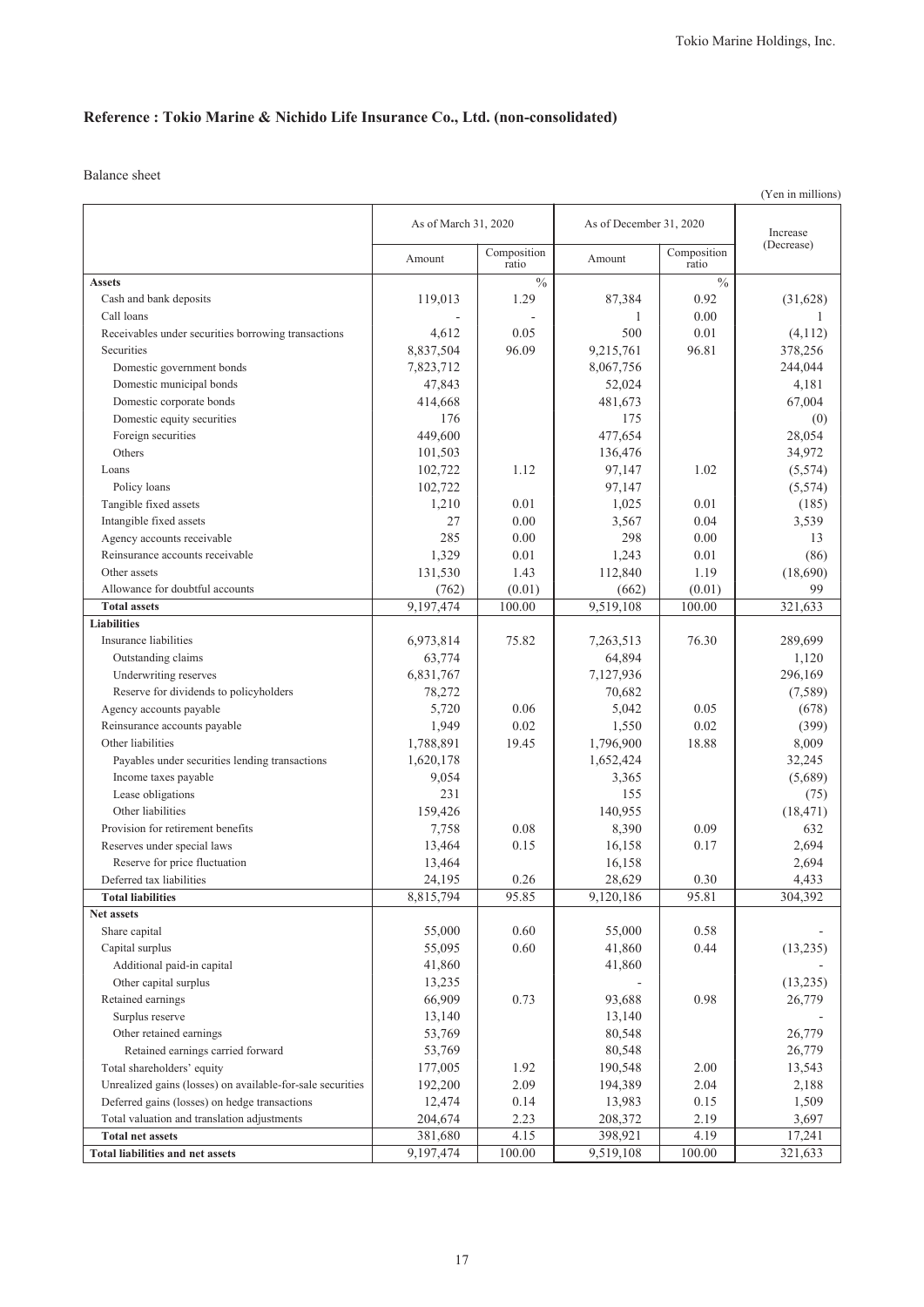## Reference : Tokio Marine & Nichido Life Insurance Co., Ltd. (non-consolidated)

Balance sheet

(Yen in millions)

| | As of March 31, 2020 | | As of December 31, 2020 | | Increase (Decrease) |
|---|---|---|---|---|---|
| | Amount | Composition ratio | Amount | Composition ratio | |
| **Assets** | | % | | % | |
| Cash and bank deposits | 119,013 | 1.29 | 87,384 | 0.92 | (31,628) |
| Call loans | - | - | 1 | 0.00 | 1 |
| Receivables under securities borrowing transactions | 4,612 | 0.05 | 500 | 0.01 | (4,112) |
| Securities | 8,837,504 | 96.09 | 9,215,761 | 96.81 | 378,256 |
| Domestic government bonds | 7,823,712 | | 8,067,756 | | 244,044 |
| Domestic municipal bonds | 47,843 | | 52,024 | | 4,181 |
| Domestic corporate bonds | 414,668 | | 481,673 | | 67,004 |
| Domestic equity securities | 176 | | 175 | | (0) |
| Foreign securities | 449,600 | | 477,654 | | 28,054 |
| Others | 101,503 | | 136,476 | | 34,972 |
| Loans | 102,722 | 1.12 | 97,147 | 1.02 | (5,574) |
| Policy loans | 102,722 | | 97,147 | | (5,574) |
| Tangible fixed assets | 1,210 | 0.01 | 1,025 | 0.01 | (185) |
| Intangible fixed assets | 27 | 0.00 | 3,567 | 0.04 | 3,539 |
| Agency accounts receivable | 285 | 0.00 | 298 | 0.00 | 13 |
| Reinsurance accounts receivable | 1,329 | 0.01 | 1,243 | 0.01 | (86) |
| Other assets | 131,530 | 1.43 | 112,840 | 1.19 | (18,690) |
| Allowance for doubtful accounts | (762) | (0.01) | (662) | (0.01) | 99 |
| **Total assets** | 9,197,474 | 100.00 | 9,519,108 | 100.00 | 321,633 |
| **Liabilities** | | | | | |
| Insurance liabilities | 6,973,814 | 75.82 | 7,263,513 | 76.30 | 289,699 |
| Outstanding claims | 63,774 | | 64,894 | | 1,120 |
| Underwriting reserves | 6,831,767 | | 7,127,936 | | 296,169 |
| Reserve for dividends to policyholders | 78,272 | | 70,682 | | (7,589) |
| Agency accounts payable | 5,720 | 0.06 | 5,042 | 0.05 | (678) |
| Reinsurance accounts payable | 1,949 | 0.02 | 1,550 | 0.02 | (399) |
| Other liabilities | 1,788,891 | 19.45 | 1,796,900 | 18.88 | 8,009 |
| Payables under securities lending transactions | 1,620,178 | | 1,652,424 | | 32,245 |
| Income taxes payable | 9,054 | | 3,365 | | (5,689) |
| Lease obligations | 231 | | 155 | | (75) |
| Other liabilities | 159,426 | | 140,955 | | (18,471) |
| Provision for retirement benefits | 7,758 | 0.08 | 8,390 | 0.09 | 632 |
| Reserves under special laws | 13,464 | 0.15 | 16,158 | 0.17 | 2,694 |
| Reserve for price fluctuation | 13,464 | | 16,158 | | 2,694 |
| Deferred tax liabilities | 24,195 | 0.26 | 28,629 | 0.30 | 4,433 |
| **Total liabilities** | 8,815,794 | 95.85 | 9,120,186 | 95.81 | 304,392 |
| **Net assets** | | | | | |
| Share capital | 55,000 | 0.60 | 55,000 | 0.58 | - |
| Capital surplus | 55,095 | 0.60 | 41,860 | 0.44 | (13,235) |
| Additional paid-in capital | 41,860 | | 41,860 | | - |
| Other capital surplus | 13,235 | | - | | (13,235) |
| Retained earnings | 66,909 | 0.73 | 93,688 | 0.98 | 26,779 |
| Surplus reserve | 13,140 | | 13,140 | | - |
| Other retained earnings | 53,769 | | 80,548 | | 26,779 |
| Retained earnings carried forward | 53,769 | | 80,548 | | 26,779 |
| Total shareholders' equity | 177,005 | 1.92 | 190,548 | 2.00 | 13,543 |
| Unrealized gains (losses) on available-for-sale securities | 192,200 | 2.09 | 194,389 | 2.04 | 2,188 |
| Deferred gains (losses) on hedge transactions | 12,474 | 0.14 | 13,983 | 0.15 | 1,509 |
| Total valuation and translation adjustments | 204,674 | 2.23 | 208,372 | 2.19 | 3,697 |
| **Total net assets** | 381,680 | 4.15 | 398,921 | 4.19 | 17,241 |
| **Total liabilities and net assets** | 9,197,474 | 100.00 | 9,519,108 | 100.00 | 321,633 |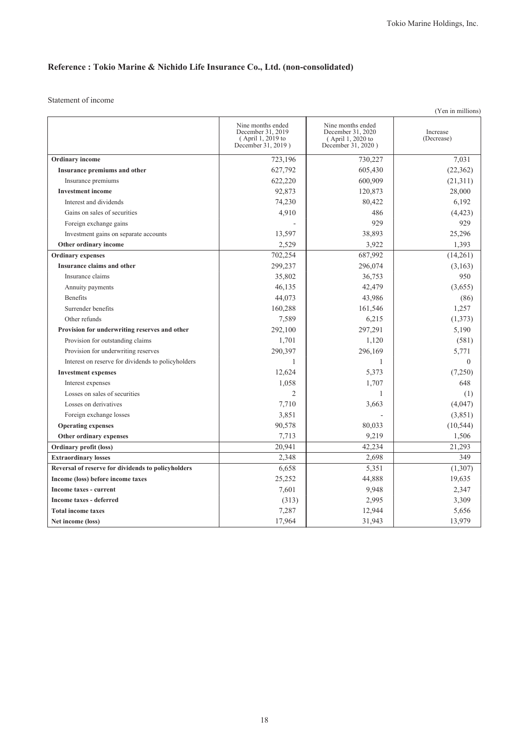## Reference : Tokio Marine & Nichido Life Insurance Co., Ltd. (non-consolidated)

Statement of income

(Yen in millions)

| | Nine months ended December 31, 2019 ( April 1, 2019 to December 31, 2019 ) | Nine months ended December 31, 2020 ( April 1, 2020 to December 31, 2020 ) | Increase (Decrease) |
|---|---|---|---|
| **Ordinary income** | 723,196 | 730,227 | 7,031 |
| **Insurance premiums and other** | 627,792 | 605,430 | (22,362) |
| Insurance premiums | 622,220 | 600,909 | (21,311) |
| **Investment income** | 92,873 | 120,873 | 28,000 |
| Interest and dividends | 74,230 | 80,422 | 6,192 |
| Gains on sales of securities | 4,910 | 486 | (4,423) |
| Foreign exchange gains | - | 929 | 929 |
| Investment gains on separate accounts | 13,597 | 38,893 | 25,296 |
| **Other ordinary income** | 2,529 | 3,922 | 1,393 |
| **Ordinary expenses** | 702,254 | 687,992 | (14,261) |
| **Insurance claims and other** | 299,237 | 296,074 | (3,163) |
| Insurance claims | 35,802 | 36,753 | 950 |
| Annuity payments | 46,135 | 42,479 | (3,655) |
| Benefits | 44,073 | 43,986 | (86) |
| Surrender benefits | 160,288 | 161,546 | 1,257 |
| Other refunds | 7,589 | 6,215 | (1,373) |
| **Provision for underwriting reserves and other** | 292,100 | 297,291 | 5,190 |
| Provision for outstanding claims | 1,701 | 1,120 | (581) |
| Provision for underwriting reserves | 290,397 | 296,169 | 5,771 |
| Interest on reserve for dividends to policyholders | 1 | 1 | 0 |
| **Investment expenses** | 12,624 | 5,373 | (7,250) |
| Interest expenses | 1,058 | 1,707 | 648 |
| Losses on sales of securities | 2 | 1 | (1) |
| Losses on derivatives | 7,710 | 3,663 | (4,047) |
| Foreign exchange losses | 3,851 | - | (3,851) |
| **Operating expenses** | 90,578 | 80,033 | (10,544) |
| **Other ordinary expenses** | 7,713 | 9,219 | 1,506 |
| **Ordinary profit (loss)** | 20,941 | 42,234 | 21,293 |
| **Extraordinary losses** | 2,348 | 2,698 | 349 |
| **Reversal of reserve for dividends to policyholders** | 6,658 | 5,351 | (1,307) |
| **Income (loss) before income taxes** | 25,252 | 44,888 | 19,635 |
| **Income taxes - current** | 7,601 | 9,948 | 2,347 |
| **Income taxes - deferred** | (313) | 2,995 | 3,309 |
| **Total income taxes** | 7,287 | 12,944 | 5,656 |
| **Net income (loss)** | 17,964 | 31,943 | 13,979 |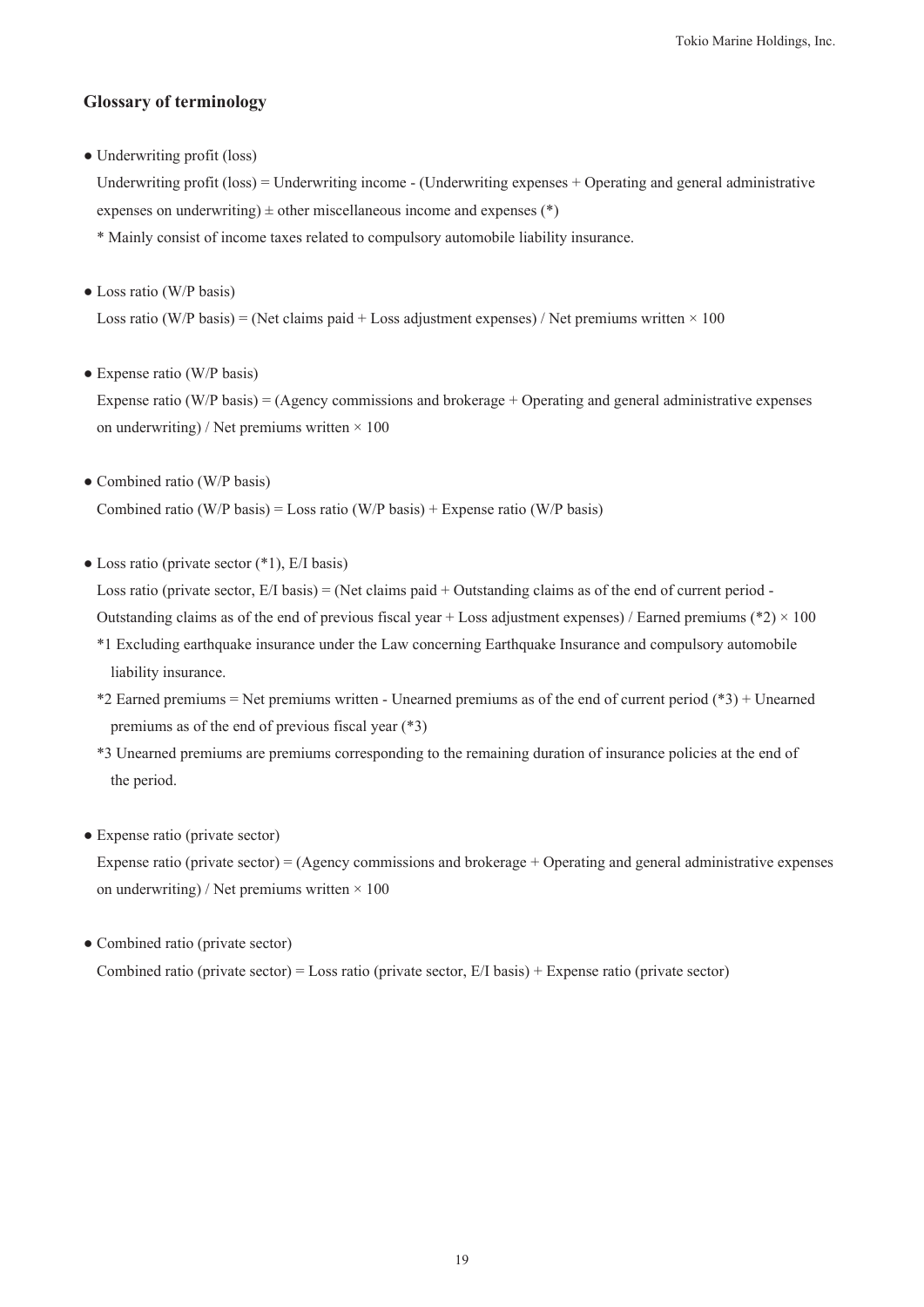## Glossary of terminology

- Underwriting profit (loss)

  Underwriting profit (loss) = Underwriting income - (Underwriting expenses + Operating and general administrative expenses on underwriting) ± other miscellaneous income and expenses (*)

  * Mainly consist of income taxes related to compulsory automobile liability insurance.

- Loss ratio (W/P basis)

  Loss ratio (W/P basis) = (Net claims paid + Loss adjustment expenses) / Net premiums written × 100

- Expense ratio (W/P basis)

  Expense ratio (W/P basis) = (Agency commissions and brokerage + Operating and general administrative expenses on underwriting) / Net premiums written × 100

- Combined ratio (W/P basis)

  Combined ratio (W/P basis) = Loss ratio (W/P basis) + Expense ratio (W/P basis)

- Loss ratio (private sector (*1), E/I basis)

  Loss ratio (private sector, E/I basis) = (Net claims paid + Outstanding claims as of the end of current period - Outstanding claims as of the end of previous fiscal year + Loss adjustment expenses) / Earned premiums (*2) × 100

  *1 Excluding earthquake insurance under the Law concerning Earthquake Insurance and compulsory automobile liability insurance.

  *2 Earned premiums = Net premiums written - Unearned premiums as of the end of current period (*3) + Unearned premiums as of the end of previous fiscal year (*3)

  *3 Unearned premiums are premiums corresponding to the remaining duration of insurance policies at the end of the period.

- Expense ratio (private sector)

  Expense ratio (private sector) = (Agency commissions and brokerage + Operating and general administrative expenses on underwriting) / Net premiums written × 100

- Combined ratio (private sector)

  Combined ratio (private sector) = Loss ratio (private sector, E/I basis) + Expense ratio (private sector)